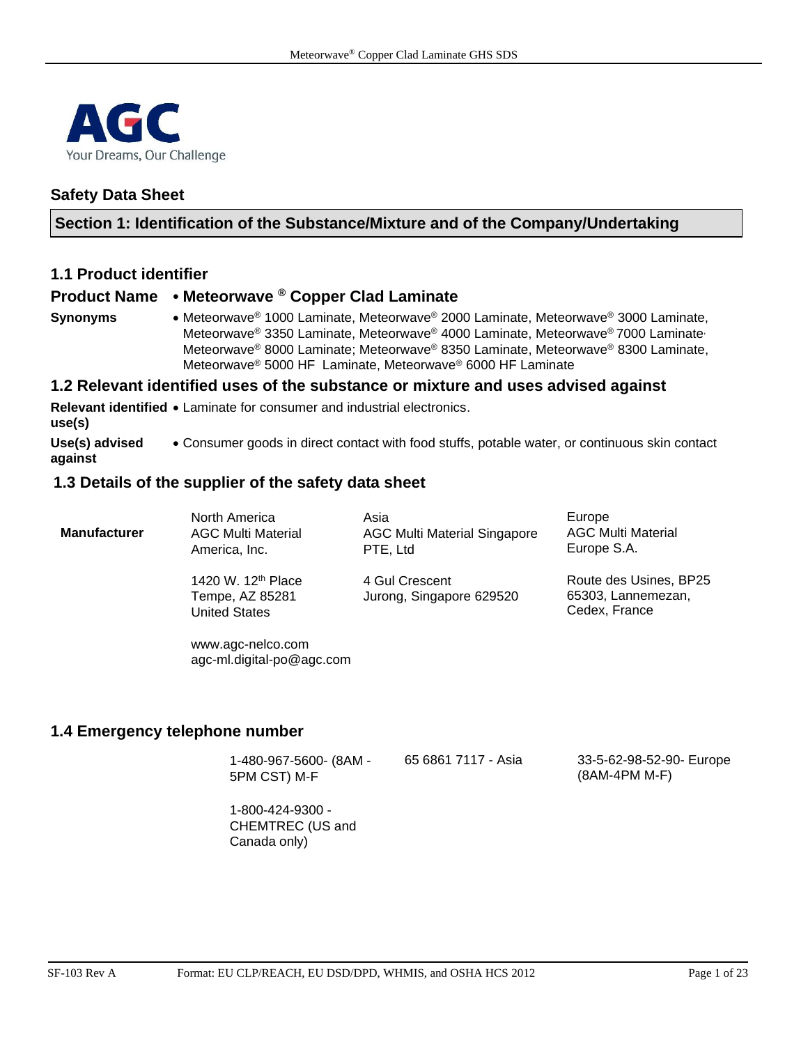AGC
Your Dreams, Our Challenge

## Safety Data Sheet

## Section 1: Identification of the Substance/Mixture and of the Company/Undertaking

### 1.1 Product identifier

**Product Name** • **Meteorwave ® Copper Clad Laminate**

**Synonyms** • Meteorwave® 1000 Laminate, Meteorwave® 2000 Laminate, Meteorwave® 3000 Laminate, Meteorwave® 3350 Laminate, Meteorwave® 4000 Laminate, Meteorwave® 7000 Laminate, Meteorwave® 8000 Laminate; Meteorwave® 8350 Laminate, Meteorwave® 8300 Laminate, Meteorwave® 5000 HF Laminate, Meteorwave® 6000 HF Laminate

### 1.2 Relevant identified uses of the substance or mixture and uses advised against

**Relevant identified use(s)** • Laminate for consumer and industrial electronics.

**Use(s) advised against** • Consumer goods in direct contact with food stuffs, potable water, or continuous skin contact

### 1.3 Details of the supplier of the safety data sheet

| Manufacturer | North America | Asia | Europe |
|---|---|---|---|
| | AGC Multi Material America, Inc. | AGC Multi Material Singapore PTE, Ltd | AGC Multi Material Europe S.A. |
| | 1420 W. 12th Place<br>Tempe, AZ 85281<br>United States | 4 Gul Crescent<br>Jurong, Singapore 629520 | Route des Usines, BP25<br>65303, Lannemezan,<br>Cedex, France |
| | www.agc-nelco.com<br>agc-ml.digital-po@agc.com | | |

### 1.4 Emergency telephone number

| North America | Asia | Europe |
|---|---|---|
| 1-480-967-5600- (8AM - 5PM CST) M-F | 65 6861 7117 - Asia | 33-5-62-98-52-90- Europe (8AM-4PM M-F) |
| 1-800-424-9300 - CHEMTREC (US and Canada only) | | |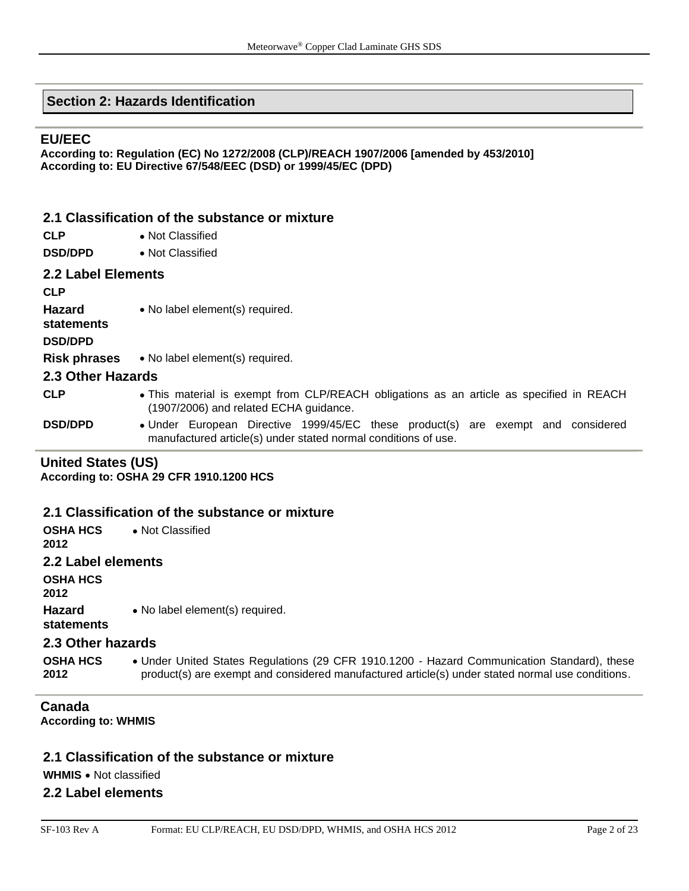## Section 2: Hazards Identification

### EU/EEC

**According to: Regulation (EC) No 1272/2008 (CLP)/REACH 1907/2006 [amended by 453/2010]**
**According to: EU Directive 67/548/EEC (DSD) or 1999/45/EC (DPD)**

#### 2.1 Classification of the substance or mixture

**CLP**
- Not Classified

**DSD/DPD**
- Not Classified

#### 2.2 Label Elements

**CLP**

**Hazard statements**
- No label element(s) required.

**DSD/DPD**

**Risk phrases**
- No label element(s) required.

#### 2.3 Other Hazards

**CLP**
- This material is exempt from CLP/REACH obligations as an article as specified in REACH (1907/2006) and related ECHA guidance.

**DSD/DPD**
- Under European Directive 1999/45/EC these product(s) are exempt and considered manufactured article(s) under stated normal conditions of use.

### United States (US)

**According to: OSHA 29 CFR 1910.1200 HCS**

#### 2.1 Classification of the substance or mixture

**OSHA HCS 2012**
- Not Classified

#### 2.2 Label elements

**OSHA HCS 2012**

**Hazard statements**
- No label element(s) required.

#### 2.3 Other hazards

**OSHA HCS 2012**
- Under United States Regulations (29 CFR 1910.1200 - Hazard Communication Standard), these product(s) are exempt and considered manufactured article(s) under stated normal use conditions.

### Canada

**According to: WHMIS**

#### 2.1 Classification of the substance or mixture

**WHMIS**
- Not classified

#### 2.2 Label elements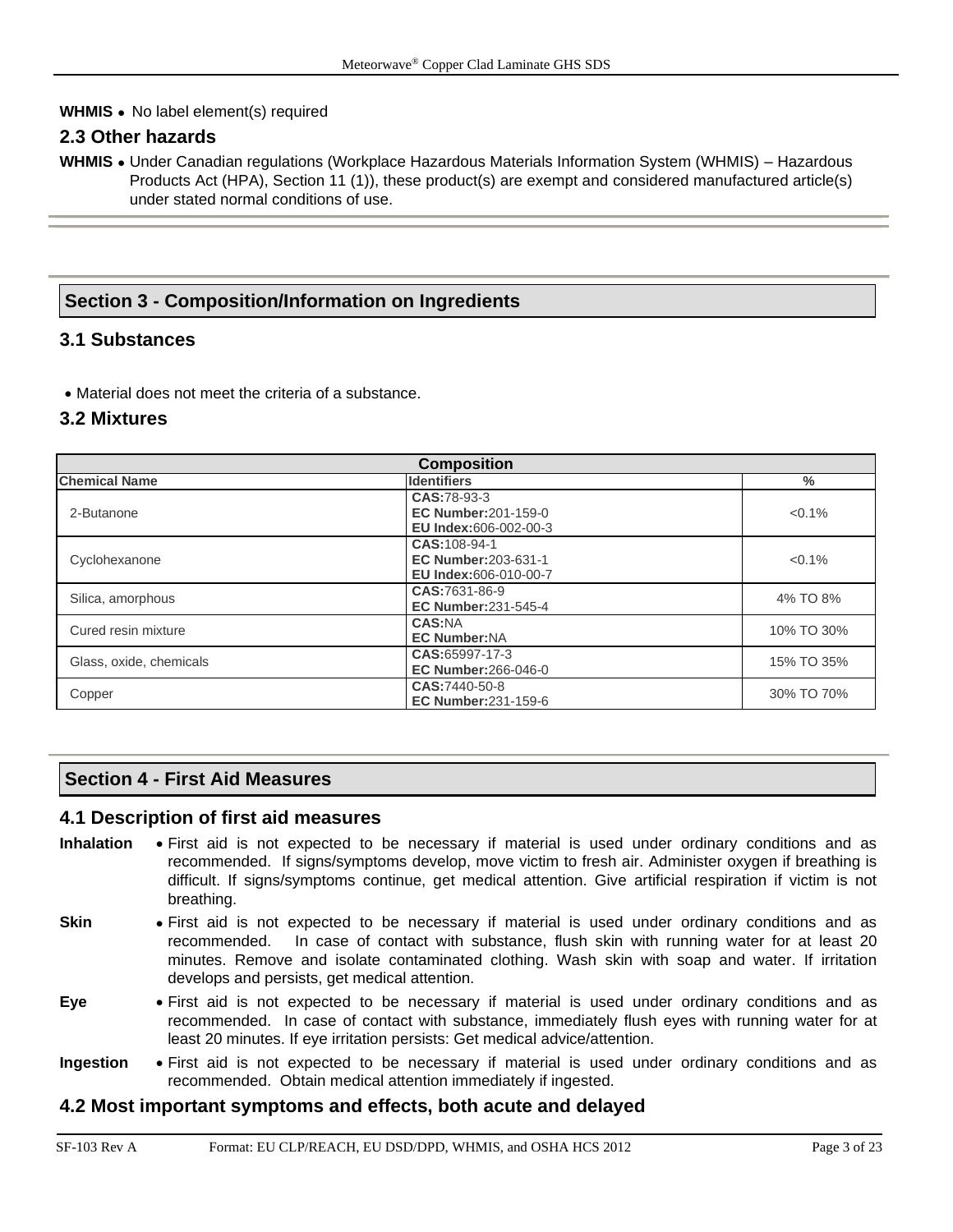**WHMIS** • No label element(s) required

### 2.3 Other hazards

**WHMIS** • Under Canadian regulations (Workplace Hazardous Materials Information System (WHMIS) – Hazardous Products Act (HPA), Section 11 (1)), these product(s) are exempt and considered manufactured article(s) under stated normal conditions of use.

## Section 3 - Composition/Information on Ingredients

### 3.1 Substances

- Material does not meet the criteria of a substance.

### 3.2 Mixtures

| Composition | | |
|---|---|---|
| **Chemical Name** | **Identifiers** | **%** |
| 2-Butanone | **CAS:**78-93-3<br>**EC Number:**201-159-0<br>**EU Index:**606-002-00-3 | <0.1% |
| Cyclohexanone | **CAS:**108-94-1<br>**EC Number:**203-631-1<br>**EU Index:**606-010-00-7 | <0.1% |
| Silica, amorphous | **CAS:**7631-86-9<br>**EC Number:**231-545-4 | 4% TO 8% |
| Cured resin mixture | **CAS:**NA<br>**EC Number:**NA | 10% TO 30% |
| Glass, oxide, chemicals | **CAS:**65997-17-3<br>**EC Number:**266-046-0 | 15% TO 35% |
| Copper | **CAS:**7440-50-8<br>**EC Number:**231-159-6 | 30% TO 70% |

## Section 4 - First Aid Measures

### 4.1 Description of first aid measures

**Inhalation** • First aid is not expected to be necessary if material is used under ordinary conditions and as recommended. If signs/symptoms develop, move victim to fresh air. Administer oxygen if breathing is difficult. If signs/symptoms continue, get medical attention. Give artificial respiration if victim is not breathing.

**Skin** • First aid is not expected to be necessary if material is used under ordinary conditions and as recommended. In case of contact with substance, flush skin with running water for at least 20 minutes. Remove and isolate contaminated clothing. Wash skin with soap and water. If irritation develops and persists, get medical attention.

**Eye** • First aid is not expected to be necessary if material is used under ordinary conditions and as recommended. In case of contact with substance, immediately flush eyes with running water for at least 20 minutes. If eye irritation persists: Get medical advice/attention.

**Ingestion** • First aid is not expected to be necessary if material is used under ordinary conditions and as recommended. Obtain medical attention immediately if ingested.

### 4.2 Most important symptoms and effects, both acute and delayed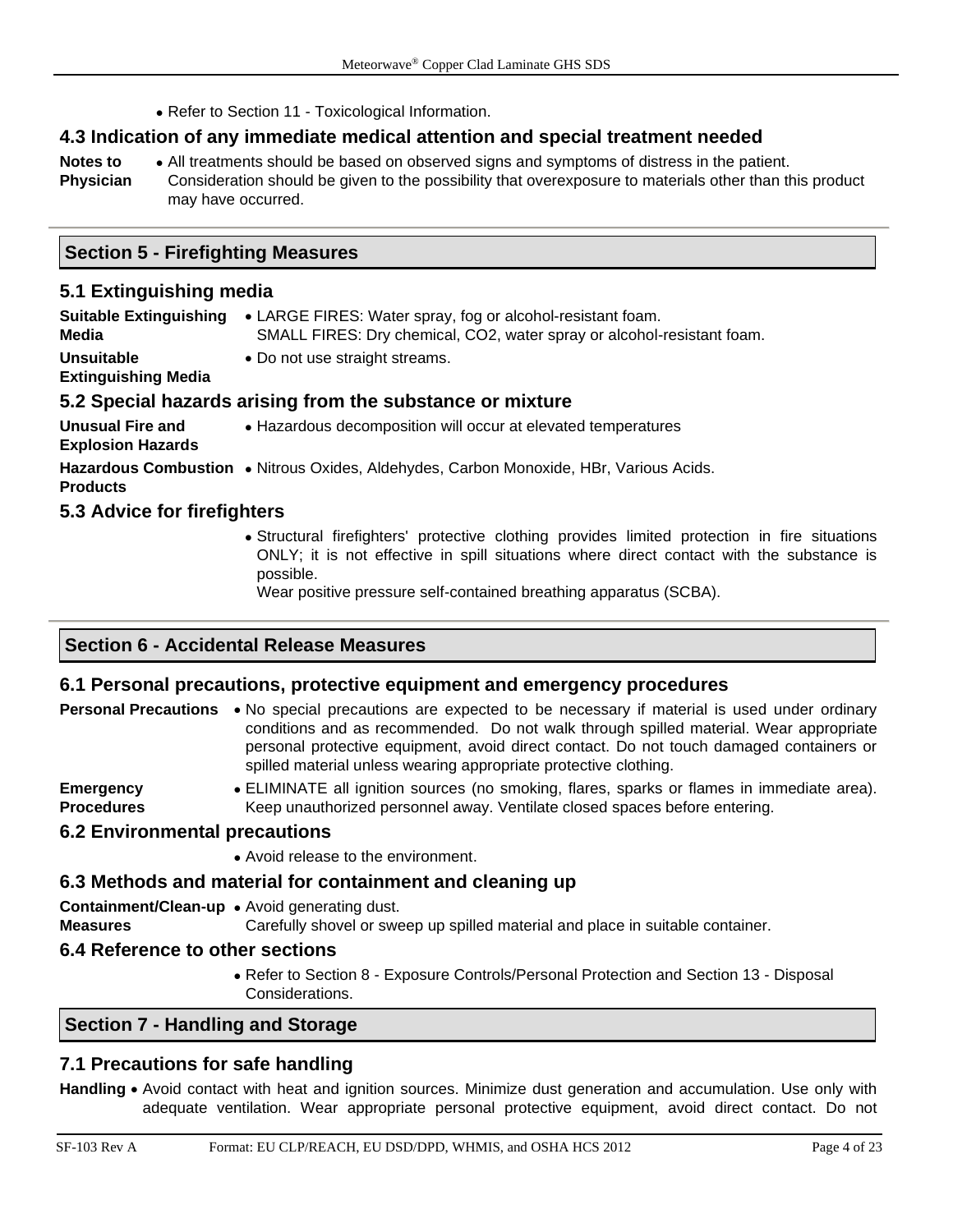- Refer to Section 11 - Toxicological Information.

### 4.3 Indication of any immediate medical attention and special treatment needed

**Notes to Physician**
- All treatments should be based on observed signs and symptoms of distress in the patient. Consideration should be given to the possibility that overexposure to materials other than this product may have occurred.

## Section 5 - Firefighting Measures

### 5.1 Extinguishing media

**Suitable Extinguishing Media**
- LARGE FIRES: Water spray, fog or alcohol-resistant foam.
  SMALL FIRES: Dry chemical, $CO_2$, water spray or alcohol-resistant foam.

**Unsuitable Extinguishing Media**
- Do not use straight streams.

### 5.2 Special hazards arising from the substance or mixture

**Unusual Fire and Explosion Hazards**
- Hazardous decomposition will occur at elevated temperatures

**Hazardous Combustion Products**
- Nitrous Oxides, Aldehydes, Carbon Monoxide, HBr, Various Acids.

### 5.3 Advice for firefighters

- Structural firefighters' protective clothing provides limited protection in fire situations ONLY; it is not effective in spill situations where direct contact with the substance is possible.
  Wear positive pressure self-contained breathing apparatus (SCBA).

## Section 6 - Accidental Release Measures

### 6.1 Personal precautions, protective equipment and emergency procedures

**Personal Precautions**
- No special precautions are expected to be necessary if material is used under ordinary conditions and as recommended. Do not walk through spilled material. Wear appropriate personal protective equipment, avoid direct contact. Do not touch damaged containers or spilled material unless wearing appropriate protective clothing.

**Emergency Procedures**
- ELIMINATE all ignition sources (no smoking, flares, sparks or flames in immediate area). Keep unauthorized personnel away. Ventilate closed spaces before entering.

### 6.2 Environmental precautions

- Avoid release to the environment.

### 6.3 Methods and material for containment and cleaning up

**Containment/Clean-up Measures**
- Avoid generating dust.
  Carefully shovel or sweep up spilled material and place in suitable container.

### 6.4 Reference to other sections

- Refer to Section 8 - Exposure Controls/Personal Protection and Section 13 - Disposal Considerations.

## Section 7 - Handling and Storage

### 7.1 Precautions for safe handling

**Handling**
- Avoid contact with heat and ignition sources. Minimize dust generation and accumulation. Use only with adequate ventilation. Wear appropriate personal protective equipment, avoid direct contact. Do not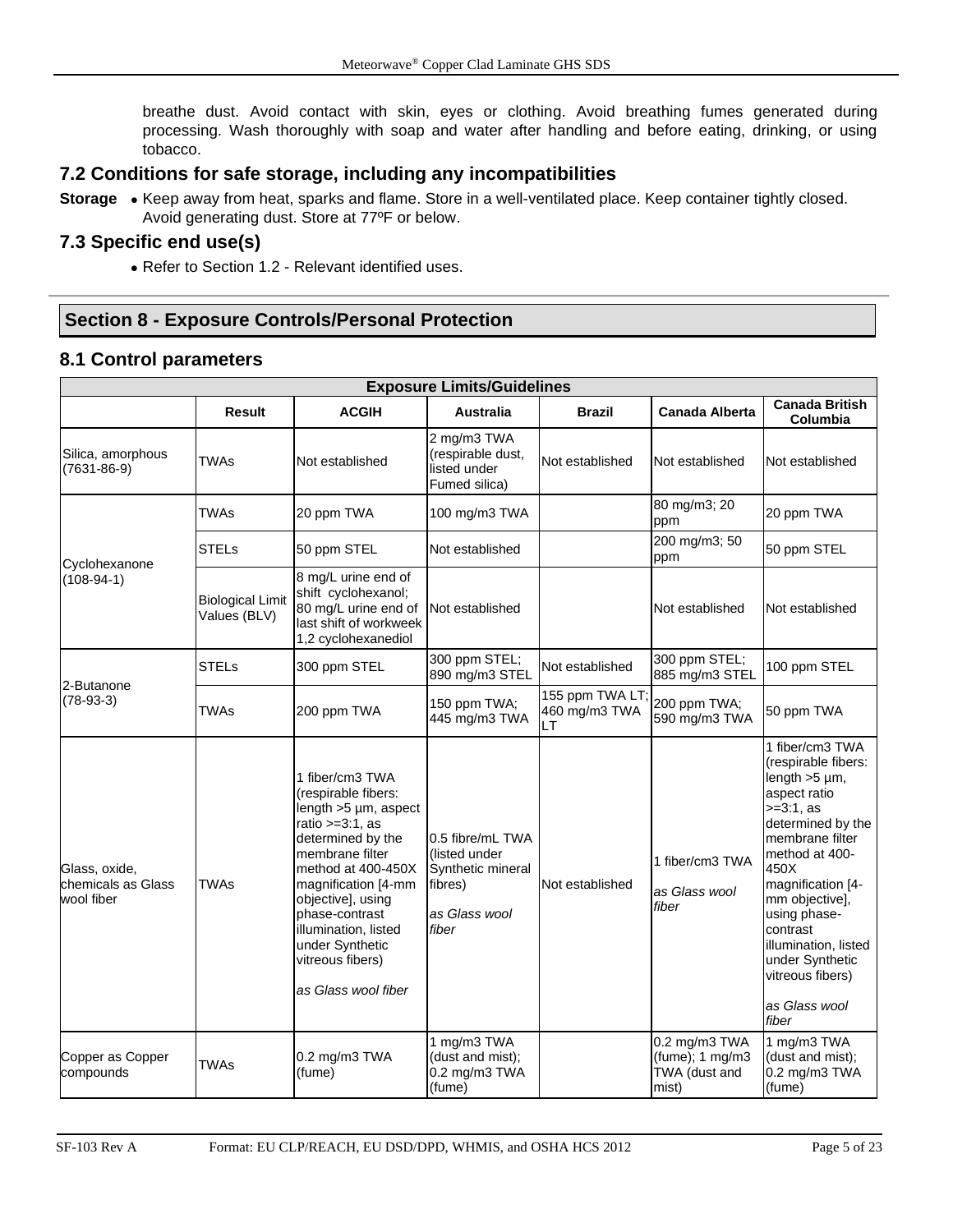breathe dust. Avoid contact with skin, eyes or clothing. Avoid breathing fumes generated during processing. Wash thoroughly with soap and water after handling and before eating, drinking, or using tobacco.

### 7.2 Conditions for safe storage, including any incompatibilities

**Storage**
- Keep away from heat, sparks and flame. Store in a well-ventilated place. Keep container tightly closed. Avoid generating dust. Store at 77ºF or below.

### 7.3 Specific end use(s)

- Refer to Section 1.2 - Relevant identified uses.

## Section 8 - Exposure Controls/Personal Protection

### 8.1 Control parameters

| Exposure Limits/Guidelines | | | | | | |
|---|---|---|---|---|---|---|
| | **Result** | **ACGIH** | **Australia** | **Brazil** | **Canada Alberta** | **Canada British Columbia** |
| Silica, amorphous (7631-86-9) | TWAs | Not established | 2 mg/m3 TWA (respirable dust, listed under Fumed silica) | Not established | Not established | Not established |
| Cyclohexanone (108-94-1) | TWAs | 20 ppm TWA | 100 mg/m3 TWA | | 80 mg/m3; 20 ppm | 20 ppm TWA |
| | STELs | 50 ppm STEL | Not established | | 200 mg/m3; 50 ppm | 50 ppm STEL |
| | Biological Limit Values (BLV) | 8 mg/L urine end of shift cyclohexanol; 80 mg/L urine end of last shift of workweek 1,2 cyclohexanediol | Not established | | Not established | Not established |
| 2-Butanone (78-93-3) | STELs | 300 ppm STEL | 300 ppm STEL; 890 mg/m3 STEL | Not established | 300 ppm STEL; 885 mg/m3 STEL | 100 ppm STEL |
| | TWAs | 200 ppm TWA | 150 ppm TWA; 445 mg/m3 TWA | 155 ppm TWA LT; 460 mg/m3 TWA LT | 200 ppm TWA; 590 mg/m3 TWA | 50 ppm TWA |
| Glass, oxide, chemicals as Glass wool fiber | TWAs | 1 fiber/cm3 TWA (respirable fibers: length >5 µm, aspect ratio >=3:1, as determined by the membrane filter method at 400-450X magnification [4-mm objective], using phase-contrast illumination, listed under Synthetic vitreous fibers) *as Glass wool fiber* | 0.5 fibre/mL TWA (listed under Synthetic mineral fibres) *as Glass wool fiber* | Not established | 1 fiber/cm3 TWA *as Glass wool fiber* | 1 fiber/cm3 TWA (respirable fibers: length >5 µm, aspect ratio >=3:1, as determined by the membrane filter method at 400-450X magnification [4-mm objective], using phase-contrast illumination, listed under Synthetic vitreous fibers) *as Glass wool fiber* |
| Copper as Copper compounds | TWAs | 0.2 mg/m3 TWA (fume) | 1 mg/m3 TWA (dust and mist); 0.2 mg/m3 TWA (fume) | | 0.2 mg/m3 TWA (fume); 1 mg/m3 TWA (dust and mist) | 1 mg/m3 TWA (dust and mist); 0.2 mg/m3 TWA (fume) |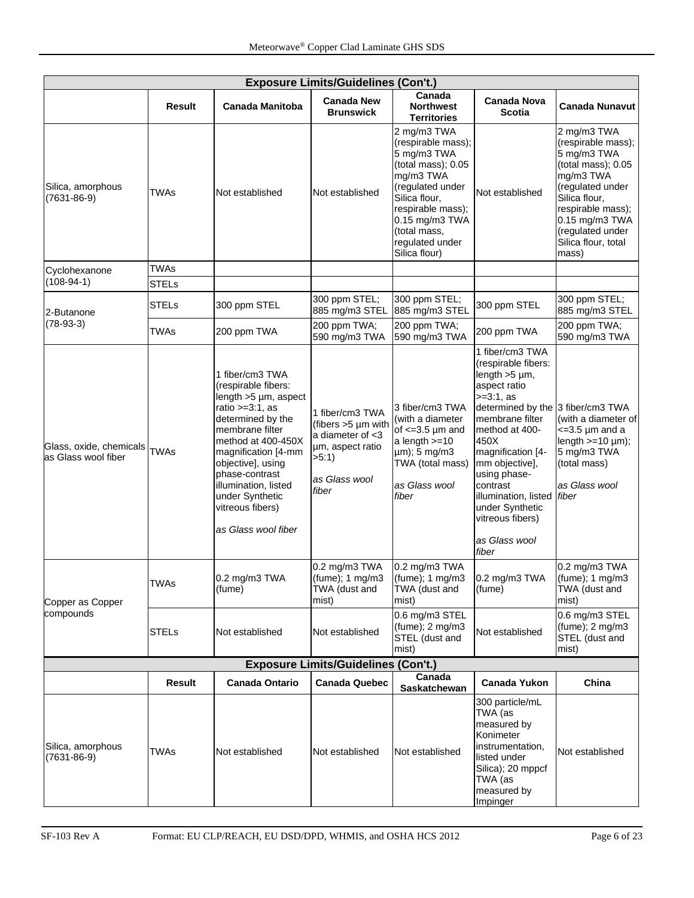| Exposure Limits/Guidelines (Con't.) | | | | | | |
|---|---|---|---|---|---|---|
| | **Result** | **Canada Manitoba** | **Canada New Brunswick** | **Canada Northwest Territories** | **Canada Nova Scotia** | **Canada Nunavut** |
| Silica, amorphous (7631-86-9) | TWAs | Not established | Not established | 2 mg/m3 TWA (respirable mass); 5 mg/m3 TWA (total mass); 0.05 mg/m3 TWA (regulated under Silica flour, respirable mass); 0.15 mg/m3 TWA (total mass, regulated under Silica flour) | Not established | 2 mg/m3 TWA (respirable mass); 5 mg/m3 TWA (total mass); 0.05 mg/m3 TWA (regulated under Silica flour, respirable mass); 0.15 mg/m3 TWA (regulated under Silica flour, total mass) |
| Cyclohexanone (108-94-1) | TWAs | | | | | |
| | STELs | | | | | |
| 2-Butanone (78-93-3) | STELs | 300 ppm STEL | 300 ppm STEL; 885 mg/m3 STEL | 300 ppm STEL; 885 mg/m3 STEL | 300 ppm STEL | 300 ppm STEL; 885 mg/m3 STEL |
| | TWAs | 200 ppm TWA | 200 ppm TWA; 590 mg/m3 TWA | 200 ppm TWA; 590 mg/m3 TWA | 200 ppm TWA | 200 ppm TWA; 590 mg/m3 TWA |
| Glass, oxide, chemicals as Glass wool fiber | TWAs | 1 fiber/cm3 TWA (respirable fibers: length >5 µm, aspect ratio >=3:1, as determined by the membrane filter method at 400-450X magnification [4-mm objective], using phase-contrast illumination, listed under Synthetic vitreous fibers) *as Glass wool fiber* | 1 fiber/cm3 TWA (fibers >5 µm with a diameter of <3 µm, aspect ratio >5:1) *as Glass wool fiber* | 3 fiber/cm3 TWA (with a diameter of <=3.5 µm and a length >=10 µm); 5 mg/m3 TWA (total mass) *as Glass wool fiber* | 1 fiber/cm3 TWA (respirable fibers: length >5 µm, aspect ratio >=3:1, as determined by the membrane filter method at 400-450X magnification [4-mm objective], using phase-contrast illumination, listed under Synthetic vitreous fibers) *as Glass wool fiber* | 3 fiber/cm3 TWA (with a diameter of <=3.5 µm and a length >=10 µm); 5 mg/m3 TWA (total mass) *as Glass wool fiber* |
| Copper as Copper compounds | TWAs | 0.2 mg/m3 TWA (fume) | 0.2 mg/m3 TWA (fume); 1 mg/m3 TWA (dust and mist) | 0.2 mg/m3 TWA (fume); 1 mg/m3 TWA (dust and mist) | 0.2 mg/m3 TWA (fume) | 0.2 mg/m3 TWA (fume); 1 mg/m3 TWA (dust and mist) |
| | STELs | Not established | Not established | 0.6 mg/m3 STEL (fume); 2 mg/m3 STEL (dust and mist) | Not established | 0.6 mg/m3 STEL (fume); 2 mg/m3 STEL (dust and mist) |

| Exposure Limits/Guidelines (Con't.) | | | | | | |
|---|---|---|---|---|---|---|
| | **Result** | **Canada Ontario** | **Canada Quebec** | **Canada Saskatchewan** | **Canada Yukon** | **China** |
| Silica, amorphous (7631-86-9) | TWAs | Not established | Not established | Not established | 300 particle/mL TWA (as measured by Konimeter instrumentation, listed under Silica); 20 mppcf TWA (as measured by Impinger | Not established |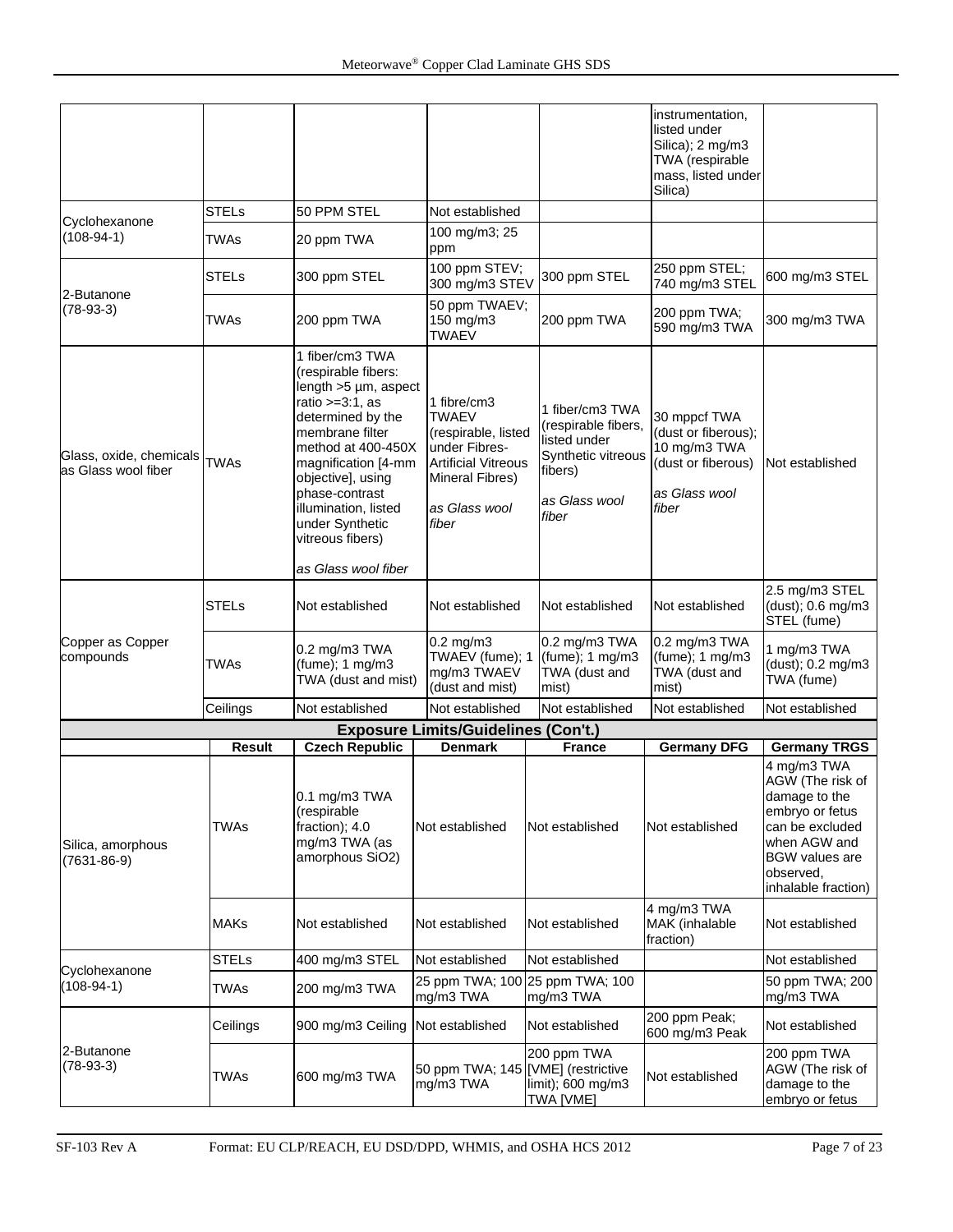| | | | | | | |
|---|---|---|---|---|---|---|
| | | | | | instrumentation, listed under Silica); 2 mg/m3 TWA (respirable mass, listed under Silica) | |
| Cyclohexanone (108-94-1) | STELs | 50 PPM STEL | Not established | | | |
| | TWAs | 20 ppm TWA | 100 mg/m3; 25 ppm | | | |
| 2-Butanone (78-93-3) | STELs | 300 ppm STEL | 100 ppm STEV; 300 mg/m3 STEV | 300 ppm STEL | 250 ppm STEL; 740 mg/m3 STEL | 600 mg/m3 STEL |
| | TWAs | 200 ppm TWA | 50 ppm TWAEV; 150 mg/m3 TWAEV | 200 ppm TWA | 200 ppm TWA; 590 mg/m3 TWA | 300 mg/m3 TWA |
| Glass, oxide, chemicals as Glass wool fiber | TWAs | 1 fiber/cm3 TWA (respirable fibers: length >5 µm, aspect ratio >=3:1, as determined by the membrane filter method at 400-450X magnification [4-mm objective], using phase-contrast illumination, listed under Synthetic vitreous fibers) *as Glass wool fiber* | 1 fibre/cm3 TWAEV (respirable, listed under Fibres-Artificial Vitreous Mineral Fibres) *as Glass wool fiber* | 1 fiber/cm3 TWA (respirable fibers, listed under Synthetic vitreous fibers) *as Glass wool fiber* | 30 mppcf TWA (dust or fiberous); 10 mg/m3 TWA (dust or fiberous) *as Glass wool fiber* | Not established |
| Copper as Copper compounds | STELs | Not established | Not established | Not established | Not established | 2.5 mg/m3 STEL (dust); 0.6 mg/m3 STEL (fume) |
| | TWAs | 0.2 mg/m3 TWA (fume); 1 mg/m3 TWA (dust and mist) | 0.2 mg/m3 TWAEV (fume); 1 mg/m3 TWAEV (dust and mist) | 0.2 mg/m3 TWA (fume); 1 mg/m3 TWA (dust and mist) | 0.2 mg/m3 TWA (fume); 1 mg/m3 TWA (dust and mist) | 1 mg/m3 TWA (dust); 0.2 mg/m3 TWA (fume) |
| | Ceilings | Not established | Not established | Not established | Not established | Not established |

**Exposure Limits/Guidelines (Con't.)**

| | Result | Czech Republic | Denmark | France | Germany DFG | Germany TRGS |
|---|---|---|---|---|---|---|
| Silica, amorphous (7631-86-9) | TWAs | 0.1 mg/m3 TWA (respirable fraction); 4.0 mg/m3 TWA (as amorphous SiO2) | Not established | Not established | Not established | 4 mg/m3 TWA AGW (The risk of damage to the embryo or fetus can be excluded when AGW and BGW values are observed, inhalable fraction) |
| | MAKs | Not established | Not established | Not established | 4 mg/m3 TWA MAK (inhalable fraction) | Not established |
| Cyclohexanone (108-94-1) | STELs | 400 mg/m3 STEL | Not established | Not established | | Not established |
| | TWAs | 200 mg/m3 TWA | 25 ppm TWA; 100 mg/m3 TWA | 25 ppm TWA; 100 mg/m3 TWA | | 50 ppm TWA; 200 mg/m3 TWA |
| 2-Butanone (78-93-3) | Ceilings | 900 mg/m3 Ceiling | Not established | Not established | 200 ppm Peak; 600 mg/m3 Peak | Not established |
| | TWAs | 600 mg/m3 TWA | 50 ppm TWA; 145 mg/m3 TWA | 200 ppm TWA [VME] (restrictive limit); 600 mg/m3 TWA [VME] | Not established | 200 ppm TWA AGW (The risk of damage to the embryo or fetus |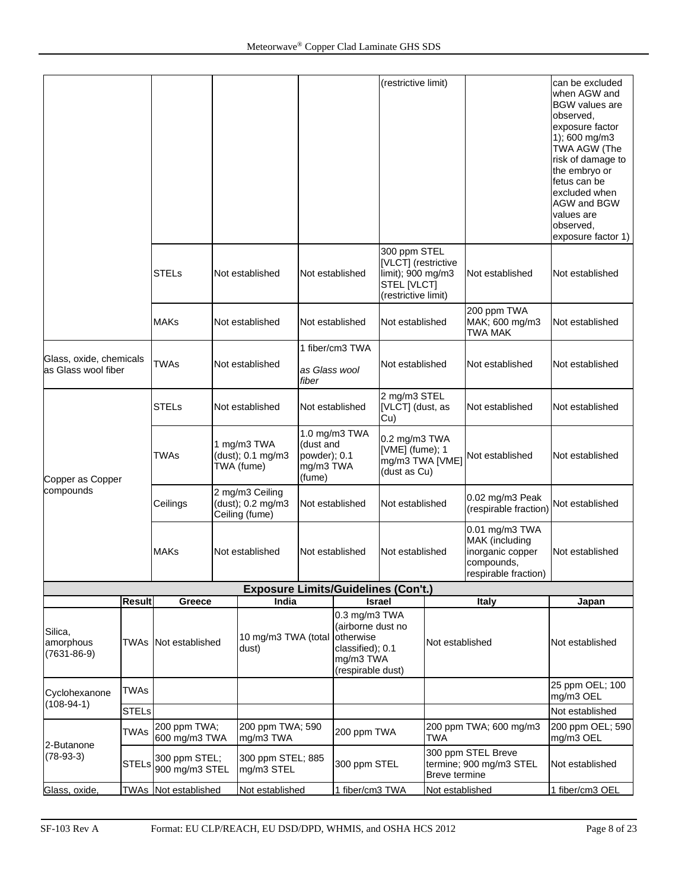| | | | | | | |
|---|---|---|---|---|---|---|
| | | | | (restrictive limit) | | can be excluded when AGW and BGW values are observed, exposure factor 1); 600 mg/m3 TWA AGW (The risk of damage to the embryo or fetus can be excluded when AGW and BGW values are observed, exposure factor 1) |
| | STELs | Not established | Not established | 300 ppm STEL [VLCT] (restrictive limit); 900 mg/m3 STEL [VLCT] (restrictive limit) | Not established | Not established |
| | MAKs | Not established | Not established | Not established | 200 ppm TWA MAK; 600 mg/m3 TWA MAK | Not established |
| Glass, oxide, chemicals as Glass wool fiber | TWAs | Not established | 1 fiber/cm3 TWA *as Glass wool fiber* | Not established | Not established | Not established |
| Copper as Copper compounds | STELs | Not established | Not established | 2 mg/m3 STEL [VLCT] (dust, as Cu) | Not established | Not established |
| | TWAs | 1 mg/m3 TWA (dust); 0.1 mg/m3 TWA (fume) | 1.0 mg/m3 TWA (dust and powder); 0.1 mg/m3 TWA (fume) | 0.2 mg/m3 TWA [VME] (fume); 1 mg/m3 TWA [VME] (dust as Cu) | Not established | Not established |
| | Ceilings | 2 mg/m3 Ceiling (dust); 0.2 mg/m3 Ceiling (fume) | Not established | Not established | 0.02 mg/m3 Peak (respirable fraction) | Not established |
| | MAKs | Not established | Not established | Not established | 0.01 mg/m3 TWA MAK (including inorganic copper compounds, respirable fraction) | Not established |

**Exposure Limits/Guidelines (Con't.)**

| | Result | Greece | India | Israel | Italy | Japan |
|---|---|---|---|---|---|---|
| Silica, amorphous (7631-86-9) | TWAs | Not established | 10 mg/m3 TWA (total dust) | 0.3 mg/m3 TWA (airborne dust no otherwise classified); 0.1 mg/m3 TWA (respirable dust) | Not established | Not established |
| Cyclohexanone (108-94-1) | TWAs | | | | | 25 ppm OEL; 100 mg/m3 OEL |
| | STELs | | | | | Not established |
| 2-Butanone (78-93-3) | TWAs | 200 ppm TWA; 600 mg/m3 TWA | 200 ppm TWA; 590 mg/m3 TWA | 200 ppm TWA | 200 ppm TWA; 600 mg/m3 TWA | 200 ppm OEL; 590 mg/m3 OEL |
| | STELs | 300 ppm STEL; 900 mg/m3 STEL | 300 ppm STEL; 885 mg/m3 STEL | 300 ppm STEL | 300 ppm STEL Breve termine; 900 mg/m3 STEL Breve termine | Not established |
| Glass, oxide, | TWAs | Not established | Not established | 1 fiber/cm3 TWA | Not established | 1 fiber/cm3 OEL |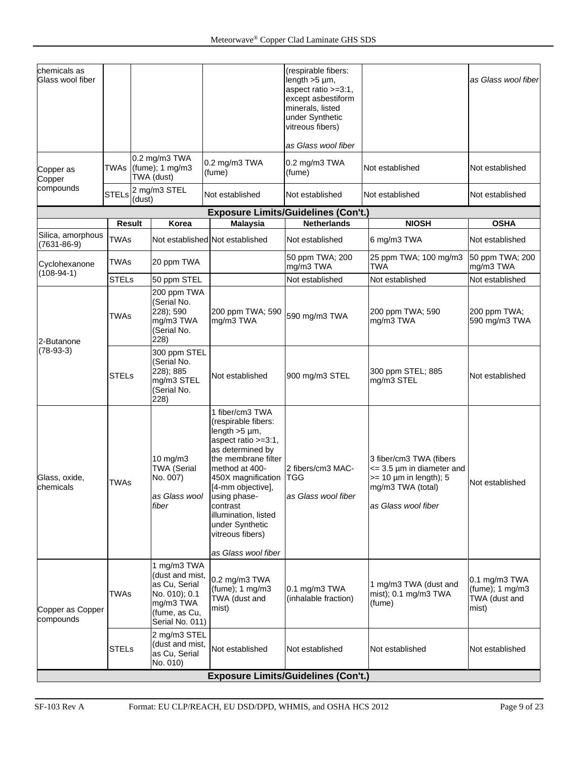| | | | | | | |
|---|---|---|---|---|---|---|
| chemicals as Glass wool fiber | | | | (respirable fibers: length >5 µm, aspect ratio >=3:1, except asbestiform minerals, listed under Synthetic vitreous fibers)<br><br>*as Glass wool fiber* | | *as Glass wool fiber* |
| Copper as Copper compounds | TWAs | 0.2 mg/m3 TWA (fume); 1 mg/m3 TWA (dust) | 0.2 mg/m3 TWA (fume) | 0.2 mg/m3 TWA (fume) | Not established | Not established |
| | STELs | 2 mg/m3 STEL (dust) | Not established | Not established | Not established | Not established |

**Exposure Limits/Guidelines (Con't.)**

| | Result | Korea | Malaysia | Netherlands | NIOSH | OSHA |
|---|---|---|---|---|---|---|
| Silica, amorphous (7631-86-9) | TWAs | Not established | Not established | Not established | 6 mg/m3 TWA | Not established |
| Cyclohexanone (108-94-1) | TWAs | 20 ppm TWA | | 50 ppm TWA; 200 mg/m3 TWA | 25 ppm TWA; 100 mg/m3 TWA | 50 ppm TWA; 200 mg/m3 TWA |
| | STELs | 50 ppm STEL | | Not established | Not established | Not established |
| 2-Butanone (78-93-3) | TWAs | 200 ppm TWA (Serial No. 228); 590 mg/m3 TWA (Serial No. 228) | 200 ppm TWA; 590 mg/m3 TWA | 590 mg/m3 TWA | 200 ppm TWA; 590 mg/m3 TWA | 200 ppm TWA; 590 mg/m3 TWA |
| | STELs | 300 ppm STEL (Serial No. 228); 885 mg/m3 STEL (Serial No. 228) | Not established | 900 mg/m3 STEL | 300 ppm STEL; 885 mg/m3 STEL | Not established |
| Glass, oxide, chemicals | TWAs | 10 mg/m3 TWA (Serial No. 007)<br><br>*as Glass wool fiber* | 1 fiber/cm3 TWA (respirable fibers: length >5 µm, aspect ratio >=3:1, as determined by the membrane filter method at 400-450X magnification [4-mm objective], using phase-contrast illumination, listed under Synthetic vitreous fibers)<br><br>*as Glass wool fiber* | 2 fibers/cm3 MAC-TGG<br><br>*as Glass wool fiber* | 3 fiber/cm3 TWA (fibers <= 3.5 µm in diameter and >= 10 µm in length); 5 mg/m3 TWA (total)<br><br>*as Glass wool fiber* | Not established |
| Copper as Copper compounds | TWAs | 1 mg/m3 TWA (dust and mist, as Cu, Serial No. 010); 0.1 mg/m3 TWA (fume, as Cu, Serial No. 011) | 0.2 mg/m3 TWA (fume); 1 mg/m3 TWA (dust and mist) | 0.1 mg/m3 TWA (inhalable fraction) | 1 mg/m3 TWA (dust and mist); 0.1 mg/m3 TWA (fume) | 0.1 mg/m3 TWA (fume); 1 mg/m3 TWA (dust and mist) |
| | STELs | 2 mg/m3 STEL (dust and mist, as Cu, Serial No. 010) | Not established | Not established | Not established | Not established |

**Exposure Limits/Guidelines (Con't.)**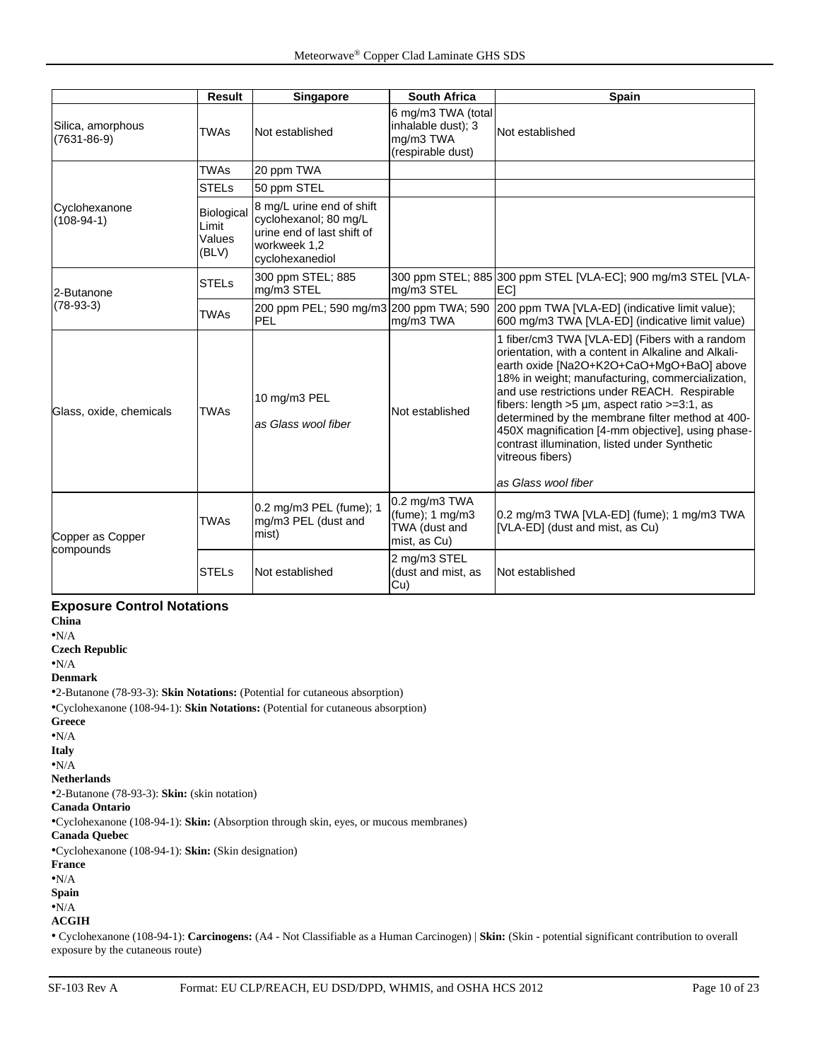| | Result | Singapore | South Africa | Spain |
|---|---|---|---|---|
| Silica, amorphous (7631-86-9) | TWAs | Not established | 6 mg/m3 TWA (total inhalable dust); 3 mg/m3 TWA (respirable dust) | Not established |
| Cyclohexanone (108-94-1) | TWAs | 20 ppm TWA | | |
| | STELs | 50 ppm STEL | | |
| | Biological Limit Values (BLV) | 8 mg/L urine end of shift cyclohexanol; 80 mg/L urine end of last shift of workweek 1,2 cyclohexanediol | | |
| 2-Butanone (78-93-3) | STELs | 300 ppm STEL; 885 mg/m3 STEL | 300 ppm STEL; 885 mg/m3 STEL | 300 ppm STEL [VLA-EC]; 900 mg/m3 STEL [VLA-EC] |
| | TWAs | 200 ppm PEL; 590 mg/m3 PEL | 200 ppm TWA; 590 mg/m3 TWA | 200 ppm TWA [VLA-ED] (indicative limit value); 600 mg/m3 TWA [VLA-ED] (indicative limit value) |
| Glass, oxide, chemicals | TWAs | 10 mg/m3 PEL *as Glass wool fiber* | Not established | 1 fiber/cm3 TWA [VLA-ED] (Fibers with a random orientation, with a content in Alkaline and Alkali-earth oxide [Na2O+K2O+CaO+MgO+BaO] above 18% in weight; manufacturing, commercialization, and use restrictions under REACH. Respirable fibers: length >5 µm, aspect ratio >=3:1, as determined by the membrane filter method at 400-450X magnification [4-mm objective], using phase-contrast illumination, listed under Synthetic vitreous fibers) *as Glass wool fiber* |
| Copper as Copper compounds | TWAs | 0.2 mg/m3 PEL (fume); 1 mg/m3 PEL (dust and mist) | 0.2 mg/m3 TWA (fume); 1 mg/m3 TWA (dust and mist, as Cu) | 0.2 mg/m3 TWA [VLA-ED] (fume); 1 mg/m3 TWA [VLA-ED] (dust and mist, as Cu) |
| | STELs | Not established | 2 mg/m3 STEL (dust and mist, as Cu) | Not established |

### Exposure Control Notations

**China**

- N/A

**Czech Republic**

- N/A

**Denmark**

- 2-Butanone (78-93-3): **Skin Notations:** (Potential for cutaneous absorption)
- Cyclohexanone (108-94-1): **Skin Notations:** (Potential for cutaneous absorption)

**Greece**

- N/A

**Italy**

- N/A

**Netherlands**

- 2-Butanone (78-93-3): **Skin:** (skin notation)

**Canada Ontario**

- Cyclohexanone (108-94-1): **Skin:** (Absorption through skin, eyes, or mucous membranes)

**Canada Quebec**

- Cyclohexanone (108-94-1): **Skin:** (Skin designation)

**France**

- N/A

**Spain**

- N/A

**ACGIH**

- Cyclohexanone (108-94-1): **Carcinogens:** (A4 - Not Classifiable as a Human Carcinogen) | **Skin:** (Skin - potential significant contribution to overall exposure by the cutaneous route)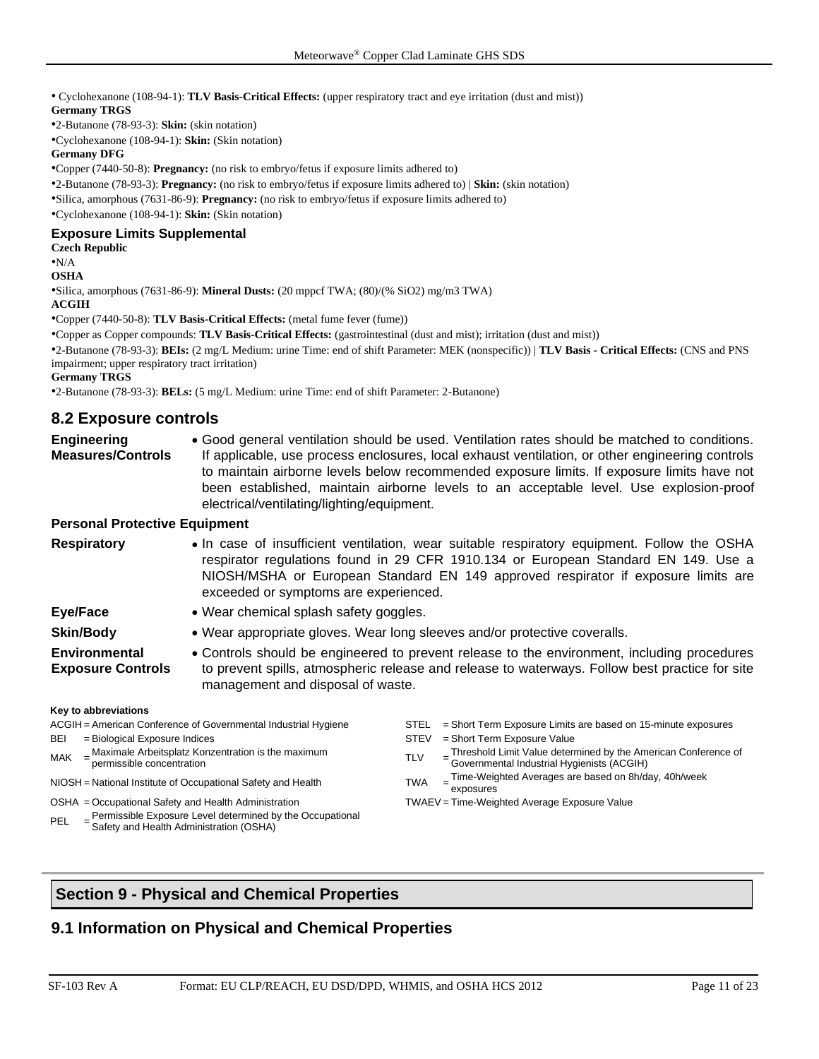• Cyclohexanone (108-94-1): **TLV Basis-Critical Effects:** (upper respiratory tract and eye irritation (dust and mist))

**Germany TRGS**

•2-Butanone (78-93-3): **Skin:** (skin notation)

•Cyclohexanone (108-94-1): **Skin:** (Skin notation)

**Germany DFG**

•Copper (7440-50-8): **Pregnancy:** (no risk to embryo/fetus if exposure limits adhered to)

•2-Butanone (78-93-3): **Pregnancy:** (no risk to embryo/fetus if exposure limits adhered to) | **Skin:** (skin notation)

•Silica, amorphous (7631-86-9): **Pregnancy:** (no risk to embryo/fetus if exposure limits adhered to)

•Cyclohexanone (108-94-1): **Skin:** (Skin notation)

### Exposure Limits Supplemental

**Czech Republic**

•N/A

**OSHA**

•Silica, amorphous (7631-86-9): **Mineral Dusts:** (20 mppcf TWA; (80)/(% SiO2) mg/m3 TWA)

**ACGIH**

•Copper (7440-50-8): **TLV Basis-Critical Effects:** (metal fume fever (fume))

•Copper as Copper compounds: **TLV Basis-Critical Effects:** (gastrointestinal (dust and mist); irritation (dust and mist))

•2-Butanone (78-93-3): **BEIs:** (2 mg/L Medium: urine Time: end of shift Parameter: MEK (nonspecific)) | **TLV Basis - Critical Effects:** (CNS and PNS impairment; upper respiratory tract irritation)

**Germany TRGS**

•2-Butanone (78-93-3): **BELs:** (5 mg/L Medium: urine Time: end of shift Parameter: 2-Butanone)

## 8.2 Exposure controls

**Engineering Measures/Controls**
- Good general ventilation should be used. Ventilation rates should be matched to conditions. If applicable, use process enclosures, local exhaust ventilation, or other engineering controls to maintain airborne levels below recommended exposure limits. If exposure limits have not been established, maintain airborne levels to an acceptable level. Use explosion-proof electrical/ventilating/lighting/equipment.

### Personal Protective Equipment

**Respiratory**
- In case of insufficient ventilation, wear suitable respiratory equipment. Follow the OSHA respirator regulations found in 29 CFR 1910.134 or European Standard EN 149. Use a NIOSH/MSHA or European Standard EN 149 approved respirator if exposure limits are exceeded or symptoms are experienced.

**Eye/Face**
- Wear chemical splash safety goggles.

**Skin/Body**
- Wear appropriate gloves. Wear long sleeves and/or protective coveralls.

**Environmental Exposure Controls**
- Controls should be engineered to prevent release to the environment, including procedures to prevent spills, atmospheric release and release to waterways. Follow best practice for site management and disposal of waste.

**Key to abbreviations**

ACGIH = American Conference of Governmental Industrial Hygiene
BEI = Biological Exposure Indices
MAK = Maximale Arbeitsplatz Konzentration is the maximum permissible concentration
NIOSH = National Institute of Occupational Safety and Health
OSHA = Occupational Safety and Health Administration
PEL = Permissible Exposure Level determined by the Occupational Safety and Health Administration (OSHA)
STEL = Short Term Exposure Limits are based on 15-minute exposures
STEV = Short Term Exposure Value
TLV = Threshold Limit Value determined by the American Conference of Governmental Industrial Hygienists (ACGIH)
TWA = Time-Weighted Averages are based on 8h/day, 40h/week exposures
TWAEV = Time-Weighted Average Exposure Value

# Section 9 - Physical and Chemical Properties

## 9.1 Information on Physical and Chemical Properties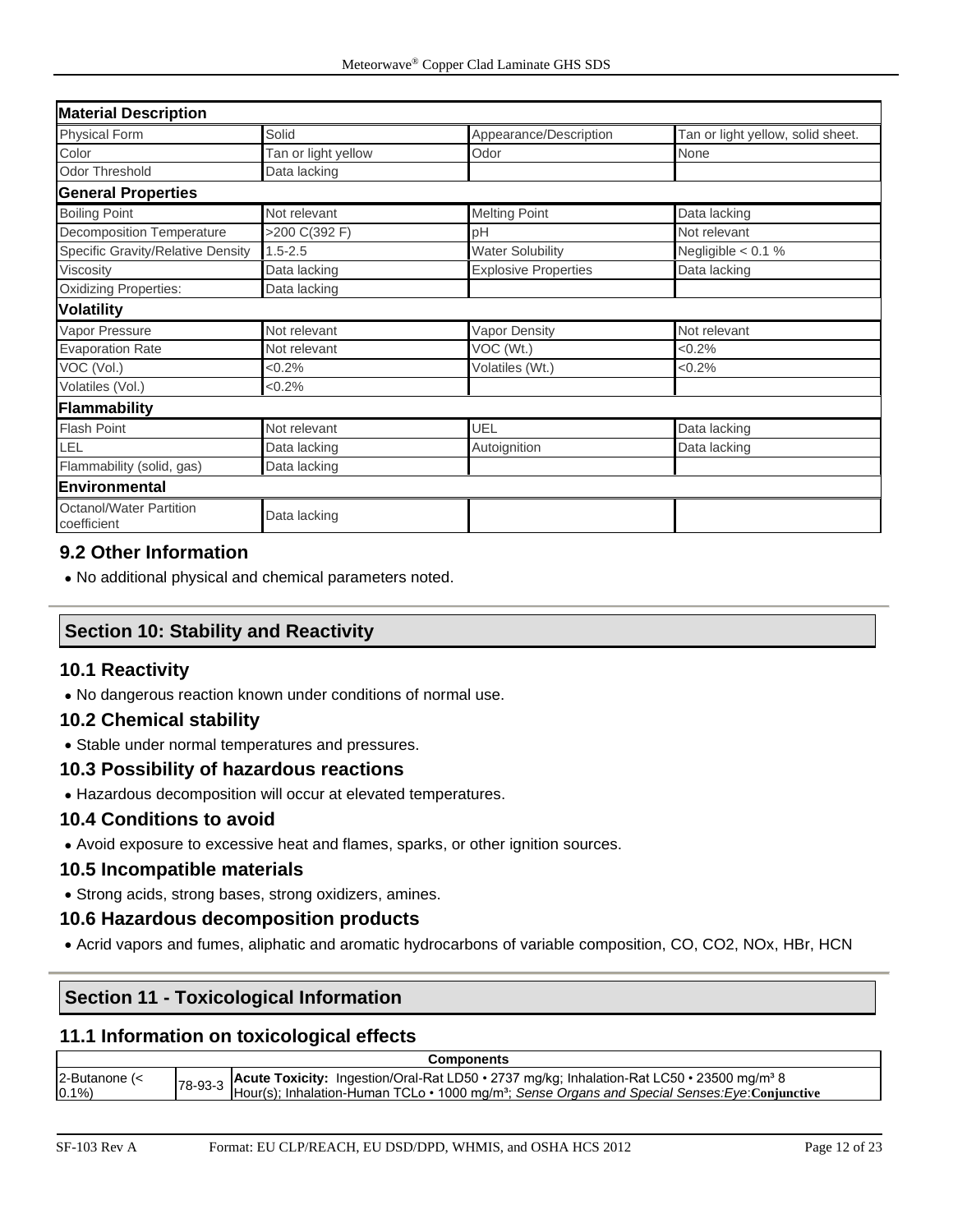| Material Description | | | |
|---|---|---|---|
| Physical Form | Solid | Appearance/Description | Tan or light yellow, solid sheet. |
| Color | Tan or light yellow | Odor | None |
| Odor Threshold | Data lacking | | |
| **General Properties** | | | |
| Boiling Point | Not relevant | Melting Point | Data lacking |
| Decomposition Temperature | >200 C(392 F) | pH | Not relevant |
| Specific Gravity/Relative Density | 1.5-2.5 | Water Solubility | Negligible < 0.1 % |
| Viscosity | Data lacking | Explosive Properties | Data lacking |
| Oxidizing Properties: | Data lacking | | |
| **Volatility** | | | |
| Vapor Pressure | Not relevant | Vapor Density | Not relevant |
| Evaporation Rate | Not relevant | VOC (Wt.) | <0.2% |
| VOC (Vol.) | <0.2% | Volatiles (Wt.) | <0.2% |
| Volatiles (Vol.) | <0.2% | | |
| **Flammability** | | | |
| Flash Point | Not relevant | UEL | Data lacking |
| LEL | Data lacking | Autoignition | Data lacking |
| Flammability (solid, gas) | Data lacking | | |
| **Environmental** | | | |
| Octanol/Water Partition coefficient | Data lacking | | |

### 9.2 Other Information

- No additional physical and chemical parameters noted.

## Section 10: Stability and Reactivity

### 10.1 Reactivity

- No dangerous reaction known under conditions of normal use.

### 10.2 Chemical stability

- Stable under normal temperatures and pressures.

### 10.3 Possibility of hazardous reactions

- Hazardous decomposition will occur at elevated temperatures.

### 10.4 Conditions to avoid

- Avoid exposure to excessive heat and flames, sparks, or other ignition sources.

### 10.5 Incompatible materials

- Strong acids, strong bases, strong oxidizers, amines.

### 10.6 Hazardous decomposition products

- Acrid vapors and fumes, aliphatic and aromatic hydrocarbons of variable composition, CO, $CO_2$, $NO_x$, HBr, HCN

## Section 11 - Toxicological Information

### 11.1 Information on toxicological effects

| Components | | |
|---|---|---|
| 2-Butanone (< 0.1%) | 78-93-3 | **Acute Toxicity:** Ingestion/Oral-Rat LD50 • 2737 mg/kg; Inhalation-Rat LC50 • 23500 mg/m³ 8 Hour(s); Inhalation-Human TCLo • 1000 mg/m³; *Sense Organs and Special Senses:Eye*:**Conjunctive** |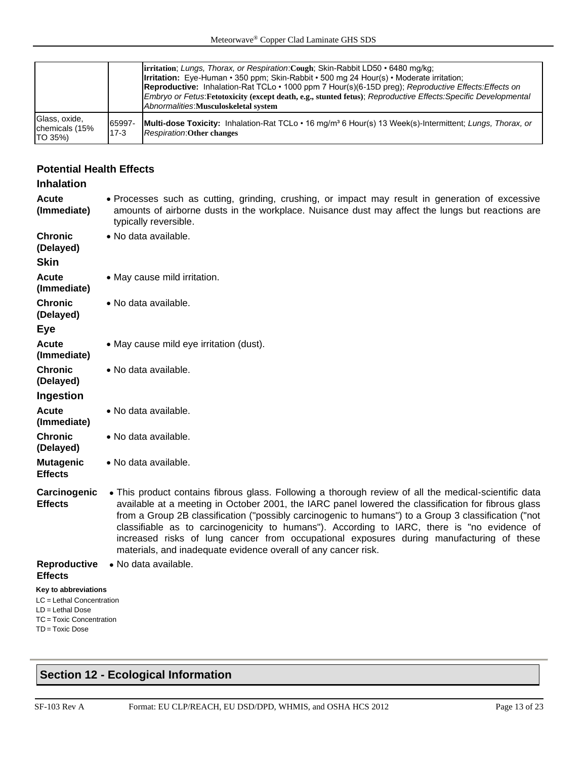| | | |
|---|---|---|
| | | **irritation**; *Lungs, Thorax, or Respiration*:**Cough**; Skin-Rabbit LD50 • 6480 mg/kg; **Irritation:** Eye-Human • 350 ppm; Skin-Rabbit • 500 mg 24 Hour(s) • Moderate irritation; **Reproductive:** Inhalation-Rat TCLo • 1000 ppm 7 Hour(s)(6-15D preg); *Reproductive Effects:Effects on Embryo or Fetus*:**Fetotoxicity (except death, e.g., stunted fetus)**; *Reproductive Effects:Specific Developmental Abnormalities*:**Musculoskeletal system** |
| Glass, oxide, chemicals (15% TO 35%) | 65997-17-3 | **Multi-dose Toxicity:** Inhalation-Rat TCLo • 16 mg/m³ 6 Hour(s) 13 Week(s)-Intermittent; *Lungs, Thorax, or Respiration*:**Other changes** |

### Potential Health Effects

#### Inhalation

**Acute (Immediate)**
- Processes such as cutting, grinding, crushing, or impact may result in generation of excessive amounts of airborne dusts in the workplace. Nuisance dust may affect the lungs but reactions are typically reversible.

**Chronic (Delayed)**
- No data available.

#### Skin

**Acute (Immediate)**
- May cause mild irritation.

**Chronic (Delayed)**
- No data available.

#### Eye

**Acute (Immediate)**
- May cause mild eye irritation (dust).

**Chronic (Delayed)**
- No data available.

#### Ingestion

**Acute (Immediate)**
- No data available.

**Chronic (Delayed)**
- No data available.

**Mutagenic Effects**
- No data available.

**Carcinogenic Effects**
- This product contains fibrous glass. Following a thorough review of all the medical-scientific data available at a meeting in October 2001, the IARC panel lowered the classification for fibrous glass from a Group 2B classification ("possibly carcinogenic to humans") to a Group 3 classification ("not classifiable as to carcinogenicity to humans"). According to IARC, there is "no evidence of increased risks of lung cancer from occupational exposures during manufacturing of these materials, and inadequate evidence overall of any cancer risk.

**Reproductive Effects**
- No data available.

**Key to abbreviations**

LC = Lethal Concentration
LD = Lethal Dose
TC = Toxic Concentration
TD = Toxic Dose

## Section 12 - Ecological Information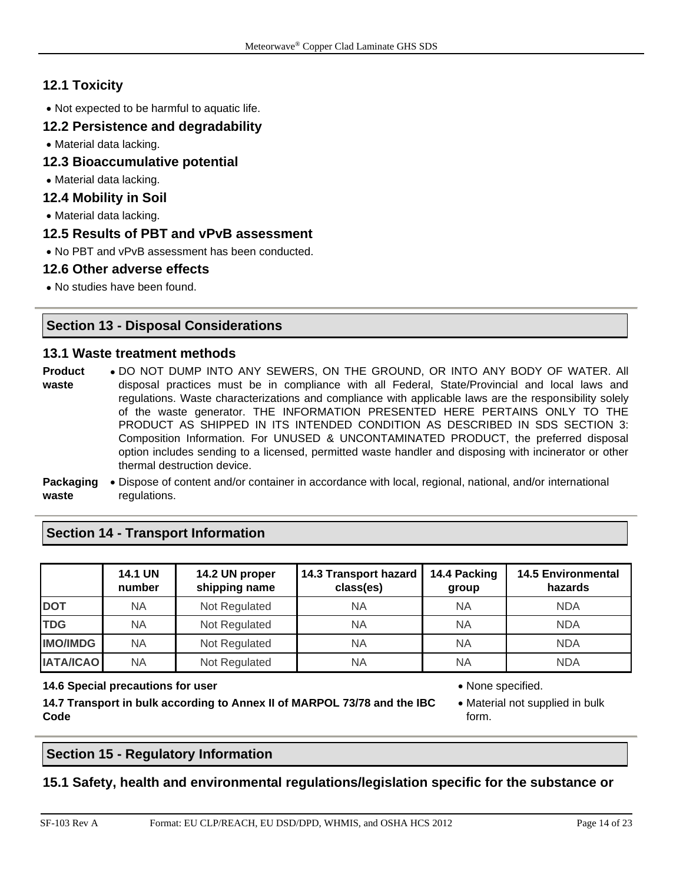### 12.1 Toxicity

- Not expected to be harmful to aquatic life.

### 12.2 Persistence and degradability

- Material data lacking.

### 12.3 Bioaccumulative potential

- Material data lacking.

### 12.4 Mobility in Soil

- Material data lacking.

### 12.5 Results of PBT and vPvB assessment

- No PBT and vPvB assessment has been conducted.

### 12.6 Other adverse effects

- No studies have been found.

## Section 13 - Disposal Considerations

### 13.1 Waste treatment methods

**Product waste**

- DO NOT DUMP INTO ANY SEWERS, ON THE GROUND, OR INTO ANY BODY OF WATER. All disposal practices must be in compliance with all Federal, State/Provincial and local laws and regulations. Waste characterizations and compliance with applicable laws are the responsibility solely of the waste generator. THE INFORMATION PRESENTED HERE PERTAINS ONLY TO THE PRODUCT AS SHIPPED IN ITS INTENDED CONDITION AS DESCRIBED IN SDS SECTION 3: Composition Information. For UNUSED & UNCONTAMINATED PRODUCT, the preferred disposal option includes sending to a licensed, permitted waste handler and disposing with incinerator or other thermal destruction device.

**Packaging waste**

- Dispose of content and/or container in accordance with local, regional, national, and/or international regulations.

## Section 14 - Transport Information

| | 14.1 UN number | 14.2 UN proper shipping name | 14.3 Transport hazard class(es) | 14.4 Packing group | 14.5 Environmental hazards |
|---|---|---|---|---|---|
| **DOT** | NA | Not Regulated | NA | NA | NDA |
| **TDG** | NA | Not Regulated | NA | NA | NDA |
| **IMO/IMDG** | NA | Not Regulated | NA | NA | NDA |
| **IATA/ICAO** | NA | Not Regulated | NA | NA | NDA |

**14.6 Special precautions for user**

- None specified.

**14.7 Transport in bulk according to Annex II of MARPOL 73/78 and the IBC Code**

- Material not supplied in bulk form.

## Section 15 - Regulatory Information

### 15.1 Safety, health and environmental regulations/legislation specific for the substance or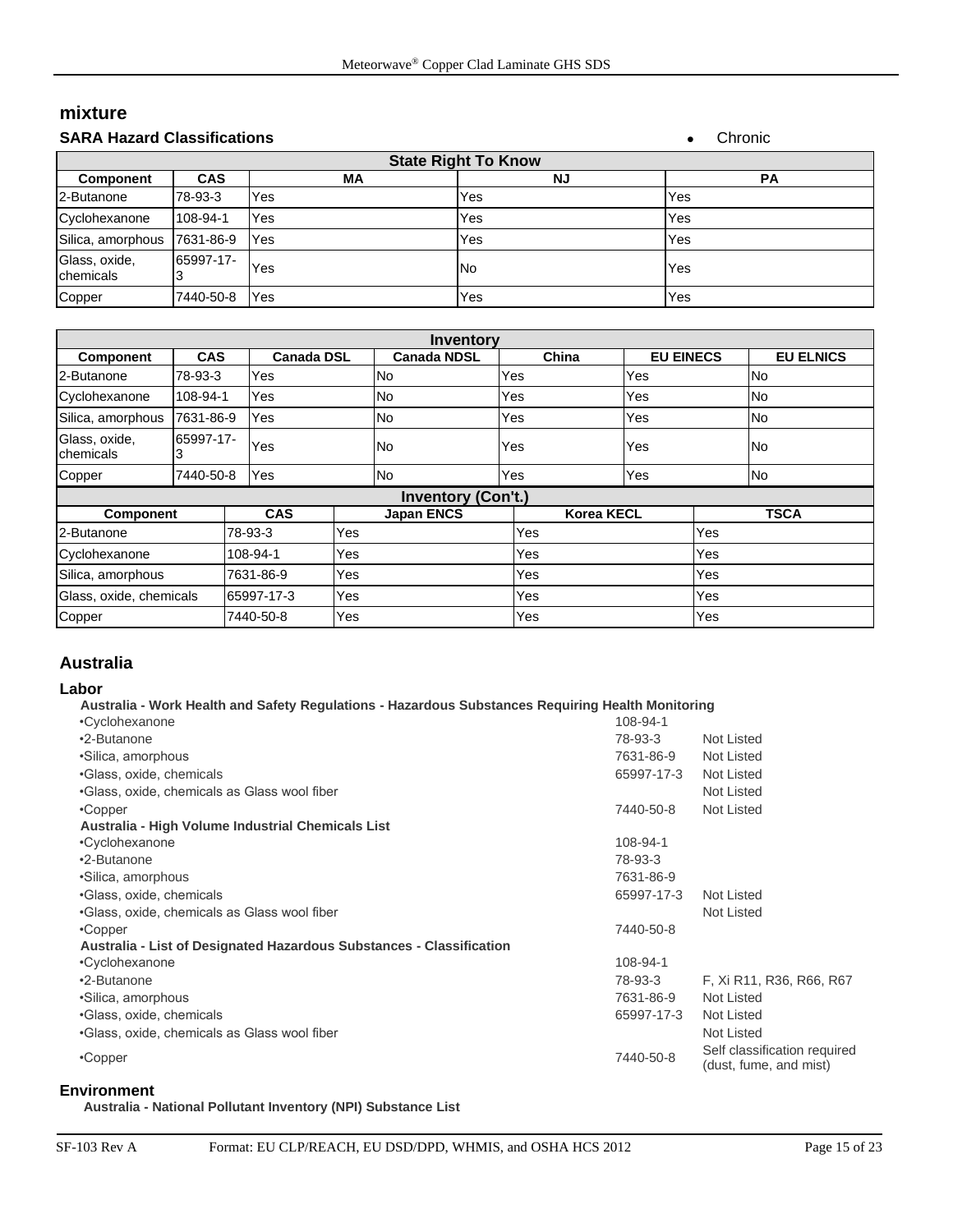## mixture

### SARA Hazard Classifications

- Chronic

| State Right To Know | | | | |
|---|---|---|---|---|
| **Component** | **CAS** | **MA** | **NJ** | **PA** |
| 2-Butanone | 78-93-3 | Yes | Yes | Yes |
| Cyclohexanone | 108-94-1 | Yes | Yes | Yes |
| Silica, amorphous | 7631-86-9 | Yes | Yes | Yes |
| Glass, oxide, chemicals | 65997-17-3 | Yes | No | Yes |
| Copper | 7440-50-8 | Yes | Yes | Yes |

| Inventory | | | | | | |
|---|---|---|---|---|---|---|
| **Component** | **CAS** | **Canada DSL** | **Canada NDSL** | **China** | **EU EINECS** | **EU ELNICS** |
| 2-Butanone | 78-93-3 | Yes | No | Yes | Yes | No |
| Cyclohexanone | 108-94-1 | Yes | No | Yes | Yes | No |
| Silica, amorphous | 7631-86-9 | Yes | No | Yes | Yes | No |
| Glass, oxide, chemicals | 65997-17-3 | Yes | No | Yes | Yes | No |
| Copper | 7440-50-8 | Yes | No | Yes | Yes | No |

| Inventory (Con't.) | | | | |
|---|---|---|---|---|
| **Component** | **CAS** | **Japan ENCS** | **Korea KECL** | **TSCA** |
| 2-Butanone | 78-93-3 | Yes | Yes | Yes |
| Cyclohexanone | 108-94-1 | Yes | Yes | Yes |
| Silica, amorphous | 7631-86-9 | Yes | Yes | Yes |
| Glass, oxide, chemicals | 65997-17-3 | Yes | Yes | Yes |
| Copper | 7440-50-8 | Yes | Yes | Yes |

## Australia

### Labor

**Australia - Work Health and Safety Regulations - Hazardous Substances Requiring Health Monitoring**

| | | |
|---|---|---|
| •Cyclohexanone | 108-94-1 | |
| •2-Butanone | 78-93-3 | Not Listed |
| •Silica, amorphous | 7631-86-9 | Not Listed |
| •Glass, oxide, chemicals | 65997-17-3 | Not Listed |
| •Glass, oxide, chemicals as Glass wool fiber | | Not Listed |
| •Copper | 7440-50-8 | Not Listed |

**Australia - High Volume Industrial Chemicals List**

| | | |
|---|---|---|
| •Cyclohexanone | 108-94-1 | |
| •2-Butanone | 78-93-3 | |
| •Silica, amorphous | 7631-86-9 | |
| •Glass, oxide, chemicals | 65997-17-3 | Not Listed |
| •Glass, oxide, chemicals as Glass wool fiber | | Not Listed |
| •Copper | 7440-50-8 | |

**Australia - List of Designated Hazardous Substances - Classification**

| | | |
|---|---|---|
| •Cyclohexanone | 108-94-1 | |
| •2-Butanone | 78-93-3 | F, Xi R11, R36, R66, R67 |
| •Silica, amorphous | 7631-86-9 | Not Listed |
| •Glass, oxide, chemicals | 65997-17-3 | Not Listed |
| •Glass, oxide, chemicals as Glass wool fiber | | Not Listed |
| •Copper | 7440-50-8 | Self classification required (dust, fume, and mist) |

### Environment

**Australia - National Pollutant Inventory (NPI) Substance List**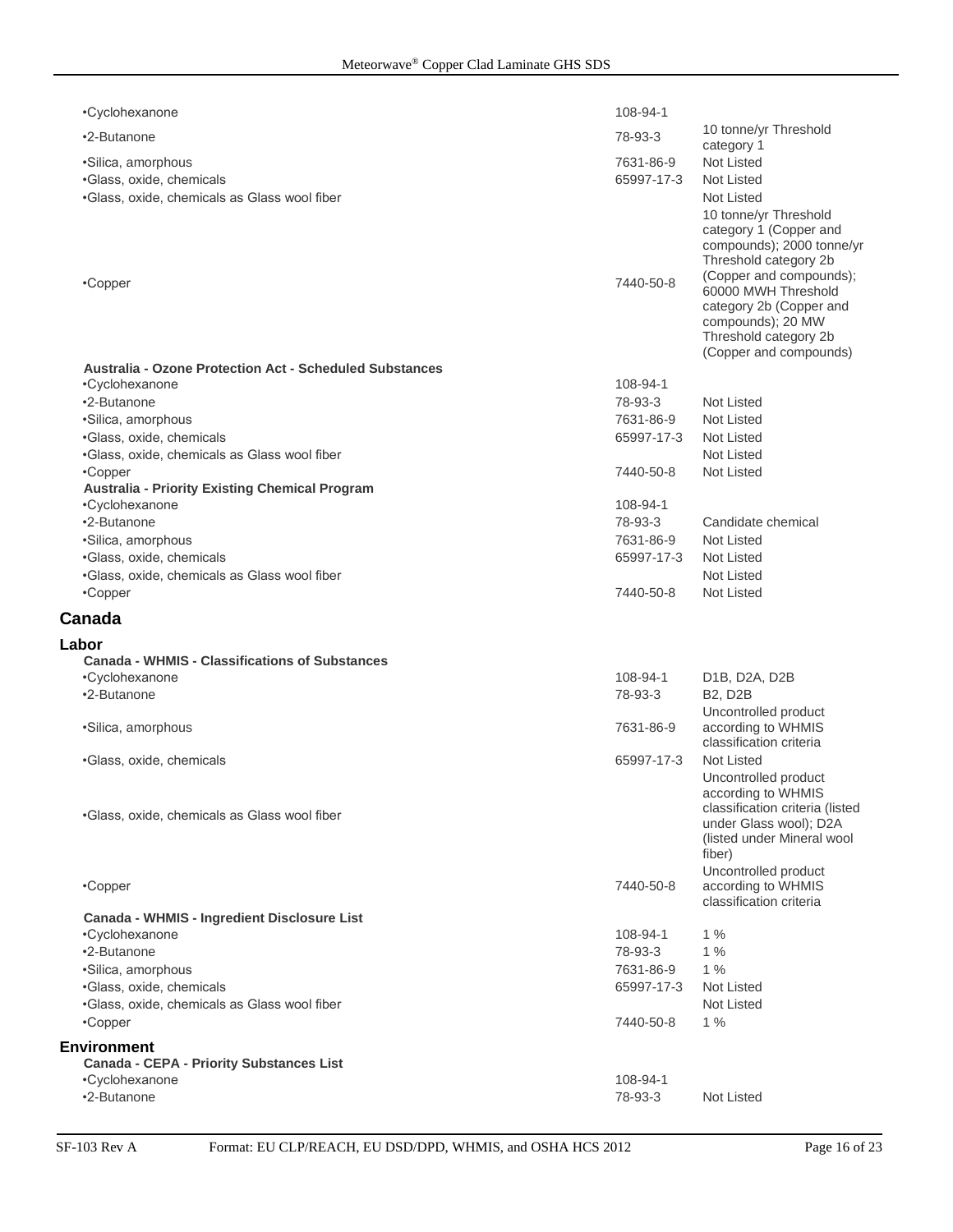| | | |
|---|---|---|
| •Cyclohexanone | 108-94-1 | |
| •2-Butanone | 78-93-3 | 10 tonne/yr Threshold category 1 |
| •Silica, amorphous | 7631-86-9 | Not Listed |
| •Glass, oxide, chemicals | 65997-17-3 | Not Listed |
| •Glass, oxide, chemicals as Glass wool fiber | | Not Listed |
| •Copper | 7440-50-8 | 10 tonne/yr Threshold category 1 (Copper and compounds); 2000 tonne/yr Threshold category 2b (Copper and compounds); 60000 MWH Threshold category 2b (Copper and compounds); 20 MW Threshold category 2b (Copper and compounds) |

**Australia - Ozone Protection Act - Scheduled Substances**

| | | |
|---|---|---|
| •Cyclohexanone | 108-94-1 | |
| •2-Butanone | 78-93-3 | Not Listed |
| •Silica, amorphous | 7631-86-9 | Not Listed |
| •Glass, oxide, chemicals | 65997-17-3 | Not Listed |
| •Glass, oxide, chemicals as Glass wool fiber | | Not Listed |
| •Copper | 7440-50-8 | Not Listed |

**Australia - Priority Existing Chemical Program**

| | | |
|---|---|---|
| •Cyclohexanone | 108-94-1 | |
| •2-Butanone | 78-93-3 | Candidate chemical |
| •Silica, amorphous | 7631-86-9 | Not Listed |
| •Glass, oxide, chemicals | 65997-17-3 | Not Listed |
| •Glass, oxide, chemicals as Glass wool fiber | | Not Listed |
| •Copper | 7440-50-8 | Not Listed |

## Canada

### Labor

**Canada - WHMIS - Classifications of Substances**

| | | |
|---|---|---|
| •Cyclohexanone | 108-94-1 | D1B, D2A, D2B |
| •2-Butanone | 78-93-3 | B2, D2B |
| •Silica, amorphous | 7631-86-9 | Uncontrolled product according to WHMIS classification criteria |
| •Glass, oxide, chemicals | 65997-17-3 | Not Listed |
| •Glass, oxide, chemicals as Glass wool fiber | | Uncontrolled product according to WHMIS classification criteria (listed under Glass wool); D2A (listed under Mineral wool fiber) |
| •Copper | 7440-50-8 | Uncontrolled product according to WHMIS classification criteria |

**Canada - WHMIS - Ingredient Disclosure List**

| | | |
|---|---|---|
| •Cyclohexanone | 108-94-1 | 1 % |
| •2-Butanone | 78-93-3 | 1 % |
| •Silica, amorphous | 7631-86-9 | 1 % |
| •Glass, oxide, chemicals | 65997-17-3 | Not Listed |
| •Glass, oxide, chemicals as Glass wool fiber | | Not Listed |
| •Copper | 7440-50-8 | 1 % |

### Environment

**Canada - CEPA - Priority Substances List**

| | | |
|---|---|---|
| •Cyclohexanone | 108-94-1 | |
| •2-Butanone | 78-93-3 | Not Listed |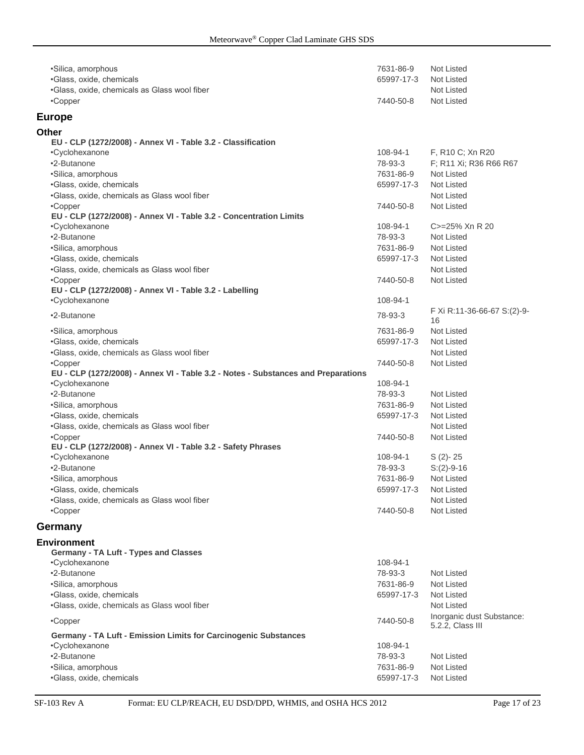| | | |
|---|---|---|
| •Silica, amorphous | 7631-86-9 | Not Listed |
| •Glass, oxide, chemicals | 65997-17-3 | Not Listed |
| •Glass, oxide, chemicals as Glass wool fiber | | Not Listed |
| •Copper | 7440-50-8 | Not Listed |

## Europe

### Other

**EU - CLP (1272/2008) - Annex VI - Table 3.2 - Classification**

| | | |
|---|---|---|
| •Cyclohexanone | 108-94-1 | F, R10 C; Xn R20 |
| •2-Butanone | 78-93-3 | F; R11 Xi; R36 R66 R67 |
| •Silica, amorphous | 7631-86-9 | Not Listed |
| •Glass, oxide, chemicals | 65997-17-3 | Not Listed |
| •Glass, oxide, chemicals as Glass wool fiber | | Not Listed |
| •Copper | 7440-50-8 | Not Listed |

**EU - CLP (1272/2008) - Annex VI - Table 3.2 - Concentration Limits**

| | | |
|---|---|---|
| •Cyclohexanone | 108-94-1 | C>=25% Xn R 20 |
| •2-Butanone | 78-93-3 | Not Listed |
| •Silica, amorphous | 7631-86-9 | Not Listed |
| •Glass, oxide, chemicals | 65997-17-3 | Not Listed |
| •Glass, oxide, chemicals as Glass wool fiber | | Not Listed |
| •Copper | 7440-50-8 | Not Listed |

**EU - CLP (1272/2008) - Annex VI - Table 3.2 - Labelling**

| | | |
|---|---|---|
| •Cyclohexanone | 108-94-1 | |
| •2-Butanone | 78-93-3 | F Xi R:11-36-66-67 S:(2)-9-16 |
| •Silica, amorphous | 7631-86-9 | Not Listed |
| •Glass, oxide, chemicals | 65997-17-3 | Not Listed |
| •Glass, oxide, chemicals as Glass wool fiber | | Not Listed |
| •Copper | 7440-50-8 | Not Listed |

**EU - CLP (1272/2008) - Annex VI - Table 3.2 - Notes - Substances and Preparations**

| | | |
|---|---|---|
| •Cyclohexanone | 108-94-1 | |
| •2-Butanone | 78-93-3 | Not Listed |
| •Silica, amorphous | 7631-86-9 | Not Listed |
| •Glass, oxide, chemicals | 65997-17-3 | Not Listed |
| •Glass, oxide, chemicals as Glass wool fiber | | Not Listed |
| •Copper | 7440-50-8 | Not Listed |

**EU - CLP (1272/2008) - Annex VI - Table 3.2 - Safety Phrases**

| | | |
|---|---|---|
| •Cyclohexanone | 108-94-1 | S (2)- 25 |
| •2-Butanone | 78-93-3 | S:(2)-9-16 |
| •Silica, amorphous | 7631-86-9 | Not Listed |
| •Glass, oxide, chemicals | 65997-17-3 | Not Listed |
| •Glass, oxide, chemicals as Glass wool fiber | | Not Listed |
| •Copper | 7440-50-8 | Not Listed |

## Germany

### Environment

**Germany - TA Luft - Types and Classes**

| | | |
|---|---|---|
| •Cyclohexanone | 108-94-1 | |
| •2-Butanone | 78-93-3 | Not Listed |
| •Silica, amorphous | 7631-86-9 | Not Listed |
| •Glass, oxide, chemicals | 65997-17-3 | Not Listed |
| •Glass, oxide, chemicals as Glass wool fiber | | Not Listed |
| •Copper | 7440-50-8 | Inorganic dust Substance: 5.2.2, Class III |

**Germany - TA Luft - Emission Limits for Carcinogenic Substances**

| | | |
|---|---|---|
| •Cyclohexanone | 108-94-1 | |
| •2-Butanone | 78-93-3 | Not Listed |
| •Silica, amorphous | 7631-86-9 | Not Listed |
| •Glass, oxide, chemicals | 65997-17-3 | Not Listed |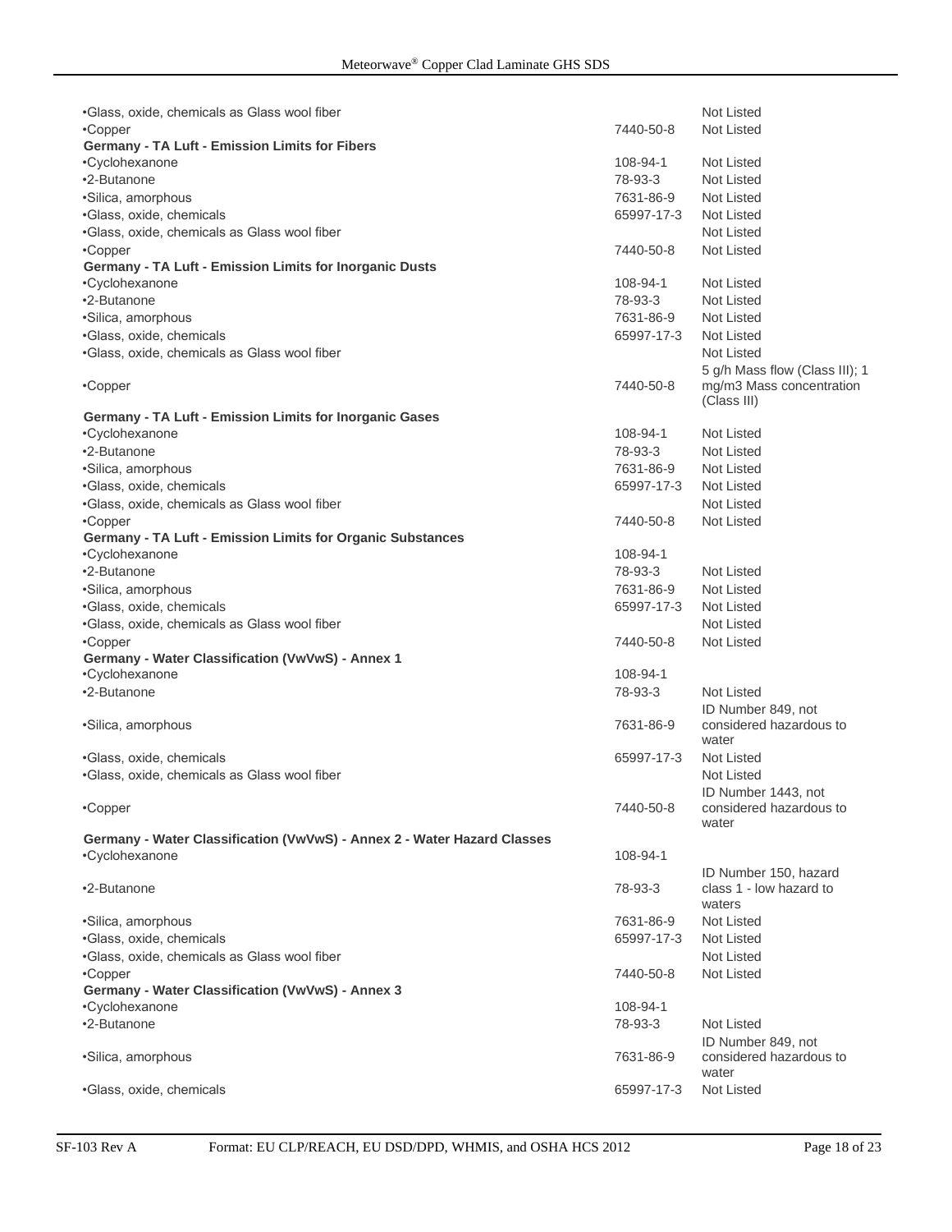| | | |
|---|---|---|
| •Glass, oxide, chemicals as Glass wool fiber | | Not Listed |
| •Copper | 7440-50-8 | Not Listed |
| **Germany - TA Luft - Emission Limits for Fibers** | | |
| •Cyclohexanone | 108-94-1 | Not Listed |
| •2-Butanone | 78-93-3 | Not Listed |
| •Silica, amorphous | 7631-86-9 | Not Listed |
| •Glass, oxide, chemicals | 65997-17-3 | Not Listed |
| •Glass, oxide, chemicals as Glass wool fiber | | Not Listed |
| •Copper | 7440-50-8 | Not Listed |
| **Germany - TA Luft - Emission Limits for Inorganic Dusts** | | |
| •Cyclohexanone | 108-94-1 | Not Listed |
| •2-Butanone | 78-93-3 | Not Listed |
| •Silica, amorphous | 7631-86-9 | Not Listed |
| •Glass, oxide, chemicals | 65997-17-3 | Not Listed |
| •Glass, oxide, chemicals as Glass wool fiber | | Not Listed |
| •Copper | 7440-50-8 | 5 g/h Mass flow (Class III); 1 mg/m3 Mass concentration (Class III) |
| **Germany - TA Luft - Emission Limits for Inorganic Gases** | | |
| •Cyclohexanone | 108-94-1 | Not Listed |
| •2-Butanone | 78-93-3 | Not Listed |
| •Silica, amorphous | 7631-86-9 | Not Listed |
| •Glass, oxide, chemicals | 65997-17-3 | Not Listed |
| •Glass, oxide, chemicals as Glass wool fiber | | Not Listed |
| •Copper | 7440-50-8 | Not Listed |
| **Germany - TA Luft - Emission Limits for Organic Substances** | | |
| •Cyclohexanone | 108-94-1 | |
| •2-Butanone | 78-93-3 | Not Listed |
| •Silica, amorphous | 7631-86-9 | Not Listed |
| •Glass, oxide, chemicals | 65997-17-3 | Not Listed |
| •Glass, oxide, chemicals as Glass wool fiber | | Not Listed |
| •Copper | 7440-50-8 | Not Listed |
| **Germany - Water Classification (VwVwS) - Annex 1** | | |
| •Cyclohexanone | 108-94-1 | |
| •2-Butanone | 78-93-3 | Not Listed |
| •Silica, amorphous | 7631-86-9 | ID Number 849, not considered hazardous to water |
| •Glass, oxide, chemicals | 65997-17-3 | Not Listed |
| •Glass, oxide, chemicals as Glass wool fiber | | Not Listed |
| •Copper | 7440-50-8 | ID Number 1443, not considered hazardous to water |
| **Germany - Water Classification (VwVwS) - Annex 2 - Water Hazard Classes** | | |
| •Cyclohexanone | 108-94-1 | |
| •2-Butanone | 78-93-3 | ID Number 150, hazard class 1 - low hazard to waters |
| •Silica, amorphous | 7631-86-9 | Not Listed |
| •Glass, oxide, chemicals | 65997-17-3 | Not Listed |
| •Glass, oxide, chemicals as Glass wool fiber | | Not Listed |
| •Copper | 7440-50-8 | Not Listed |
| **Germany - Water Classification (VwVwS) - Annex 3** | | |
| •Cyclohexanone | 108-94-1 | |
| •2-Butanone | 78-93-3 | Not Listed |
| •Silica, amorphous | 7631-86-9 | ID Number 849, not considered hazardous to water |
| •Glass, oxide, chemicals | 65997-17-3 | Not Listed |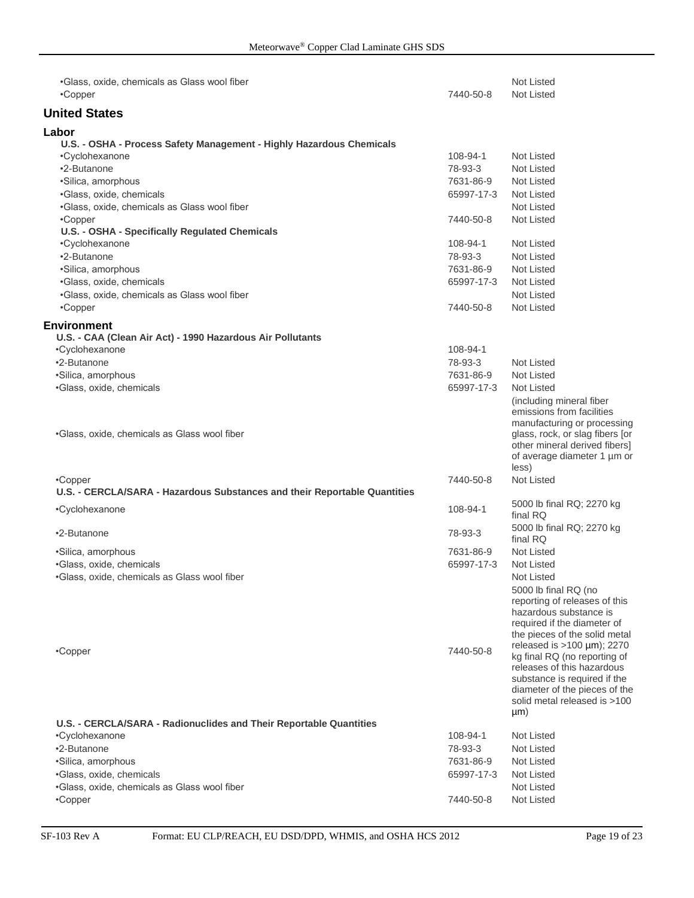| | | |
|---|---|---|
| •Glass, oxide, chemicals as Glass wool fiber | | Not Listed |
| •Copper | 7440-50-8 | Not Listed |

## United States

### Labor

**U.S. - OSHA - Process Safety Management - Highly Hazardous Chemicals**

| | | |
|---|---|---|
| •Cyclohexanone | 108-94-1 | Not Listed |
| •2-Butanone | 78-93-3 | Not Listed |
| •Silica, amorphous | 7631-86-9 | Not Listed |
| •Glass, oxide, chemicals | 65997-17-3 | Not Listed |
| •Glass, oxide, chemicals as Glass wool fiber | | Not Listed |
| •Copper | 7440-50-8 | Not Listed |

**U.S. - OSHA - Specifically Regulated Chemicals**

| | | |
|---|---|---|
| •Cyclohexanone | 108-94-1 | Not Listed |
| •2-Butanone | 78-93-3 | Not Listed |
| •Silica, amorphous | 7631-86-9 | Not Listed |
| •Glass, oxide, chemicals | 65997-17-3 | Not Listed |
| •Glass, oxide, chemicals as Glass wool fiber | | Not Listed |
| •Copper | 7440-50-8 | Not Listed |

### Environment

**U.S. - CAA (Clean Air Act) - 1990 Hazardous Air Pollutants**

| | | |
|---|---|---|
| •Cyclohexanone | 108-94-1 | |
| •2-Butanone | 78-93-3 | Not Listed |
| •Silica, amorphous | 7631-86-9 | Not Listed |
| •Glass, oxide, chemicals | 65997-17-3 | Not Listed |
| •Glass, oxide, chemicals as Glass wool fiber | | (including mineral fiber emissions from facilities manufacturing or processing glass, rock, or slag fibers [or other mineral derived fibers] of average diameter 1 µm or less) |
| •Copper | 7440-50-8 | Not Listed |

**U.S. - CERCLA/SARA - Hazardous Substances and their Reportable Quantities**

| | | |
|---|---|---|
| •Cyclohexanone | 108-94-1 | 5000 lb final RQ; 2270 kg final RQ |
| •2-Butanone | 78-93-3 | 5000 lb final RQ; 2270 kg final RQ |
| •Silica, amorphous | 7631-86-9 | Not Listed |
| •Glass, oxide, chemicals | 65997-17-3 | Not Listed |
| •Glass, oxide, chemicals as Glass wool fiber | | Not Listed |
| •Copper | 7440-50-8 | 5000 lb final RQ (no reporting of releases of this hazardous substance is required if the diameter of the pieces of the solid metal released is >100 µm); 2270 kg final RQ (no reporting of releases of this hazardous substance is required if the diameter of the pieces of the solid metal released is >100 µm) |

**U.S. - CERCLA/SARA - Radionuclides and Their Reportable Quantities**

| | | |
|---|---|---|
| •Cyclohexanone | 108-94-1 | Not Listed |
| •2-Butanone | 78-93-3 | Not Listed |
| •Silica, amorphous | 7631-86-9 | Not Listed |
| •Glass, oxide, chemicals | 65997-17-3 | Not Listed |
| •Glass, oxide, chemicals as Glass wool fiber | | Not Listed |
| •Copper | 7440-50-8 | Not Listed |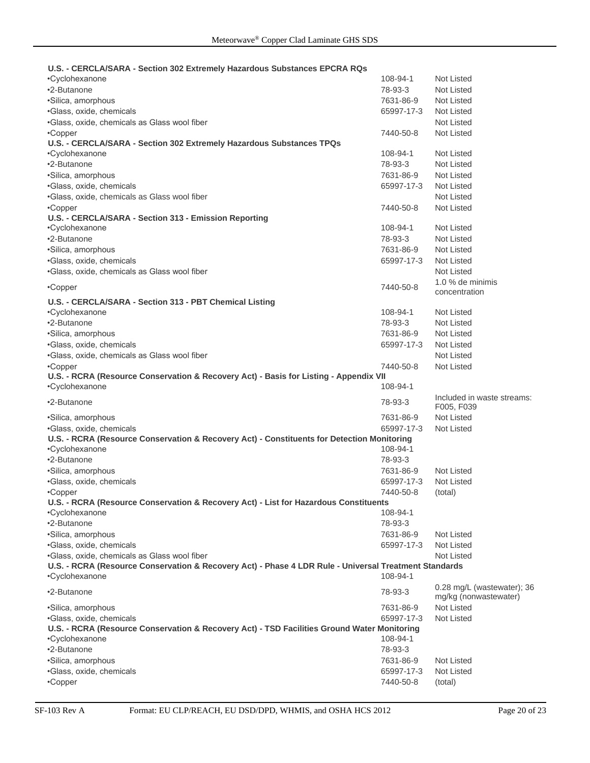**U.S. - CERCLA/SARA - Section 302 Extremely Hazardous Substances EPCRA RQs**

| | | |
|---|---|---|
| •Cyclohexanone | 108-94-1 | Not Listed |
| •2-Butanone | 78-93-3 | Not Listed |
| •Silica, amorphous | 7631-86-9 | Not Listed |
| •Glass, oxide, chemicals | 65997-17-3 | Not Listed |
| •Glass, oxide, chemicals as Glass wool fiber | | Not Listed |
| •Copper | 7440-50-8 | Not Listed |

**U.S. - CERCLA/SARA - Section 302 Extremely Hazardous Substances TPQs**

| | | |
|---|---|---|
| •Cyclohexanone | 108-94-1 | Not Listed |
| •2-Butanone | 78-93-3 | Not Listed |
| •Silica, amorphous | 7631-86-9 | Not Listed |
| •Glass, oxide, chemicals | 65997-17-3 | Not Listed |
| •Glass, oxide, chemicals as Glass wool fiber | | Not Listed |
| •Copper | 7440-50-8 | Not Listed |

**U.S. - CERCLA/SARA - Section 313 - Emission Reporting**

| | | |
|---|---|---|
| •Cyclohexanone | 108-94-1 | Not Listed |
| •2-Butanone | 78-93-3 | Not Listed |
| •Silica, amorphous | 7631-86-9 | Not Listed |
| •Glass, oxide, chemicals | 65997-17-3 | Not Listed |
| •Glass, oxide, chemicals as Glass wool fiber | | Not Listed |
| •Copper | 7440-50-8 | 1.0 % de minimis concentration |

**U.S. - CERCLA/SARA - Section 313 - PBT Chemical Listing**

| | | |
|---|---|---|
| •Cyclohexanone | 108-94-1 | Not Listed |
| •2-Butanone | 78-93-3 | Not Listed |
| •Silica, amorphous | 7631-86-9 | Not Listed |
| •Glass, oxide, chemicals | 65997-17-3 | Not Listed |
| •Glass, oxide, chemicals as Glass wool fiber | | Not Listed |
| •Copper | 7440-50-8 | Not Listed |

**U.S. - RCRA (Resource Conservation & Recovery Act) - Basis for Listing - Appendix VII**

| | | |
|---|---|---|
| •Cyclohexanone | 108-94-1 | |
| •2-Butanone | 78-93-3 | Included in waste streams: F005, F039 |
| •Silica, amorphous | 7631-86-9 | Not Listed |
| •Glass, oxide, chemicals | 65997-17-3 | Not Listed |

**U.S. - RCRA (Resource Conservation & Recovery Act) - Constituents for Detection Monitoring**

| | | |
|---|---|---|
| •Cyclohexanone | 108-94-1 | |
| •2-Butanone | 78-93-3 | |
| •Silica, amorphous | 7631-86-9 | Not Listed |
| •Glass, oxide, chemicals | 65997-17-3 | Not Listed |
| •Copper | 7440-50-8 | (total) |

**U.S. - RCRA (Resource Conservation & Recovery Act) - List for Hazardous Constituents**

| | | |
|---|---|---|
| •Cyclohexanone | 108-94-1 | |
| •2-Butanone | 78-93-3 | |
| •Silica, amorphous | 7631-86-9 | Not Listed |
| •Glass, oxide, chemicals | 65997-17-3 | Not Listed |
| •Glass, oxide, chemicals as Glass wool fiber | | Not Listed |

**U.S. - RCRA (Resource Conservation & Recovery Act) - Phase 4 LDR Rule - Universal Treatment Standards**

| | | |
|---|---|---|
| •Cyclohexanone | 108-94-1 | |
| •2-Butanone | 78-93-3 | 0.28 mg/L (wastewater); 36 mg/kg (nonwastewater) |
| •Silica, amorphous | 7631-86-9 | Not Listed |
| •Glass, oxide, chemicals | 65997-17-3 | Not Listed |

**U.S. - RCRA (Resource Conservation & Recovery Act) - TSD Facilities Ground Water Monitoring**

| | | |
|---|---|---|
| •Cyclohexanone | 108-94-1 | |
| •2-Butanone | 78-93-3 | |
| •Silica, amorphous | 7631-86-9 | Not Listed |
| •Glass, oxide, chemicals | 65997-17-3 | Not Listed |
| •Copper | 7440-50-8 | (total) |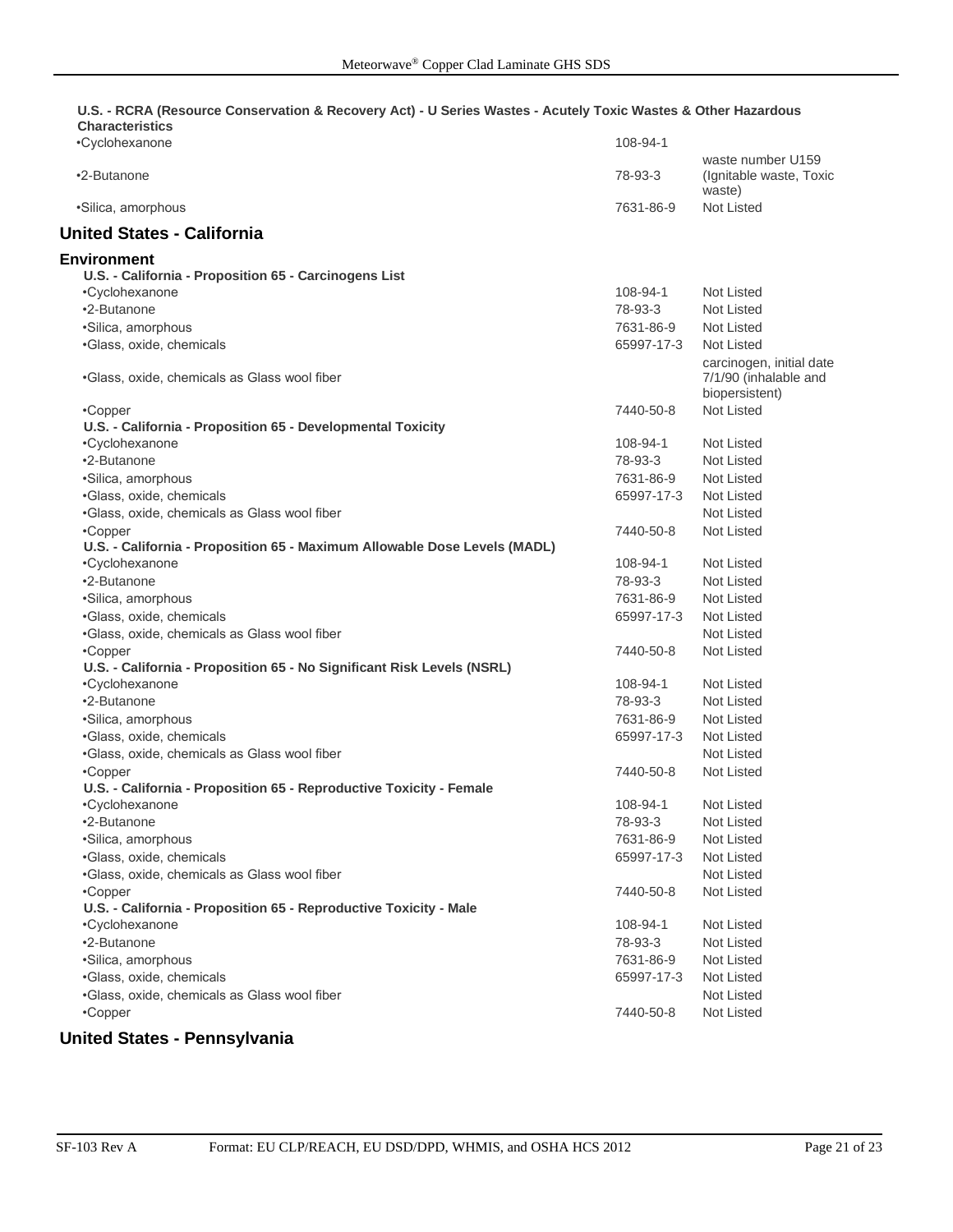**U.S. - RCRA (Resource Conservation & Recovery Act) - U Series Wastes - Acutely Toxic Wastes & Other Hazardous Characteristics**

| | | |
|---|---|---|
| •Cyclohexanone | 108-94-1 | |
| •2-Butanone | 78-93-3 | waste number U159 (Ignitable waste, Toxic waste) |
| •Silica, amorphous | 7631-86-9 | Not Listed |

## United States - California

### Environment

**U.S. - California - Proposition 65 - Carcinogens List**

| | | |
|---|---|---|
| •Cyclohexanone | 108-94-1 | Not Listed |
| •2-Butanone | 78-93-3 | Not Listed |
| •Silica, amorphous | 7631-86-9 | Not Listed |
| •Glass, oxide, chemicals | 65997-17-3 | Not Listed |
| •Glass, oxide, chemicals as Glass wool fiber | | carcinogen, initial date 7/1/90 (inhalable and biopersistent) |
| •Copper | 7440-50-8 | Not Listed |

**U.S. - California - Proposition 65 - Developmental Toxicity**

| | | |
|---|---|---|
| •Cyclohexanone | 108-94-1 | Not Listed |
| •2-Butanone | 78-93-3 | Not Listed |
| •Silica, amorphous | 7631-86-9 | Not Listed |
| •Glass, oxide, chemicals | 65997-17-3 | Not Listed |
| •Glass, oxide, chemicals as Glass wool fiber | | Not Listed |
| •Copper | 7440-50-8 | Not Listed |

**U.S. - California - Proposition 65 - Maximum Allowable Dose Levels (MADL)**

| | | |
|---|---|---|
| •Cyclohexanone | 108-94-1 | Not Listed |
| •2-Butanone | 78-93-3 | Not Listed |
| •Silica, amorphous | 7631-86-9 | Not Listed |
| •Glass, oxide, chemicals | 65997-17-3 | Not Listed |
| •Glass, oxide, chemicals as Glass wool fiber | | Not Listed |
| •Copper | 7440-50-8 | Not Listed |

**U.S. - California - Proposition 65 - No Significant Risk Levels (NSRL)**

| | | |
|---|---|---|
| •Cyclohexanone | 108-94-1 | Not Listed |
| •2-Butanone | 78-93-3 | Not Listed |
| •Silica, amorphous | 7631-86-9 | Not Listed |
| •Glass, oxide, chemicals | 65997-17-3 | Not Listed |
| •Glass, oxide, chemicals as Glass wool fiber | | Not Listed |
| •Copper | 7440-50-8 | Not Listed |

**U.S. - California - Proposition 65 - Reproductive Toxicity - Female**

| | | |
|---|---|---|
| •Cyclohexanone | 108-94-1 | Not Listed |
| •2-Butanone | 78-93-3 | Not Listed |
| •Silica, amorphous | 7631-86-9 | Not Listed |
| •Glass, oxide, chemicals | 65997-17-3 | Not Listed |
| •Glass, oxide, chemicals as Glass wool fiber | | Not Listed |
| •Copper | 7440-50-8 | Not Listed |

**U.S. - California - Proposition 65 - Reproductive Toxicity - Male**

| | | |
|---|---|---|
| •Cyclohexanone | 108-94-1 | Not Listed |
| •2-Butanone | 78-93-3 | Not Listed |
| •Silica, amorphous | 7631-86-9 | Not Listed |
| •Glass, oxide, chemicals | 65997-17-3 | Not Listed |
| •Glass, oxide, chemicals as Glass wool fiber | | Not Listed |
| •Copper | 7440-50-8 | Not Listed |

## United States - Pennsylvania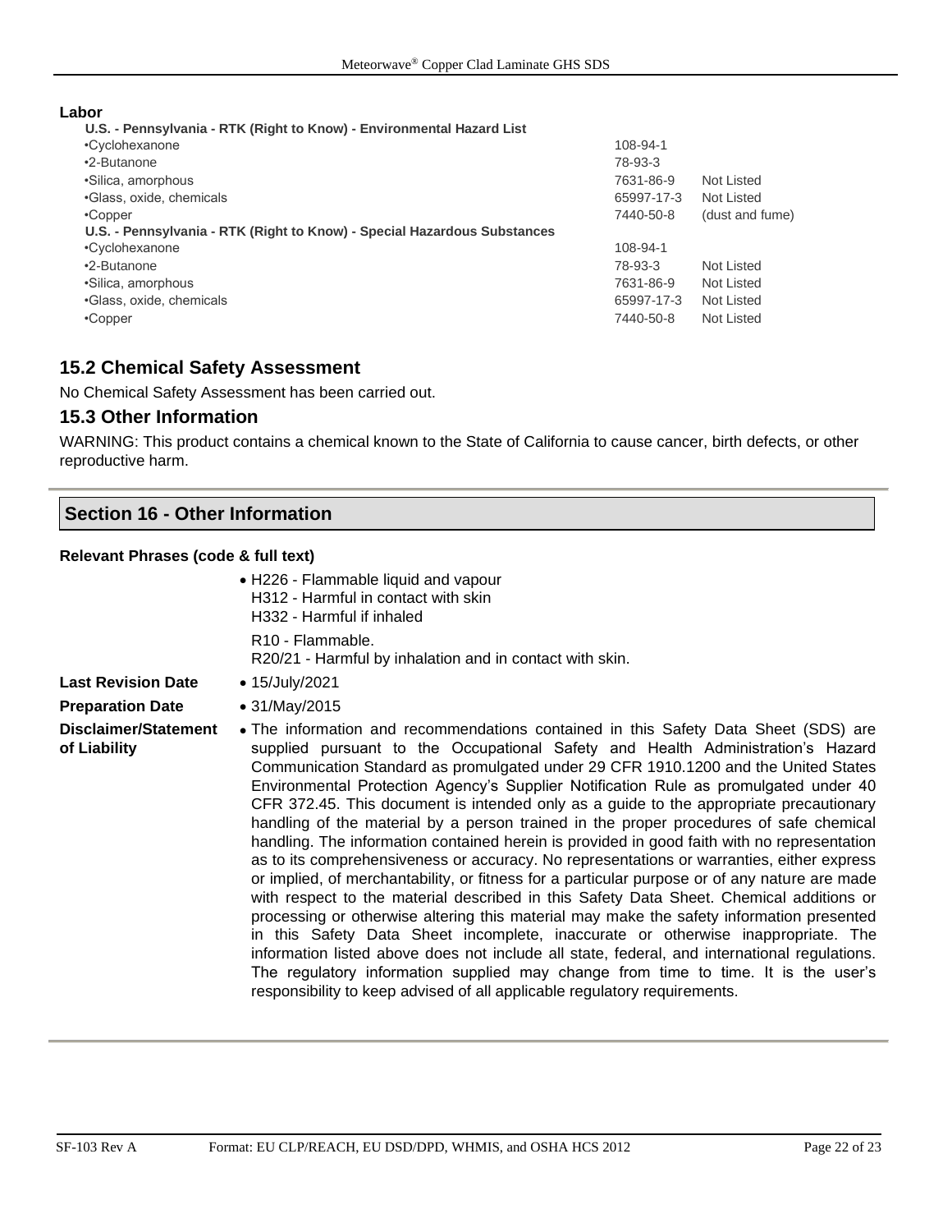**Labor**

| | | |
|---|---|---|
| **U.S. - Pennsylvania - RTK (Right to Know) - Environmental Hazard List** | | |
| •Cyclohexanone | 108-94-1 | |
| •2-Butanone | 78-93-3 | |
| •Silica, amorphous | 7631-86-9 | Not Listed |
| •Glass, oxide, chemicals | 65997-17-3 | Not Listed |
| •Copper | 7440-50-8 | (dust and fume) |
| **U.S. - Pennsylvania - RTK (Right to Know) - Special Hazardous Substances** | | |
| •Cyclohexanone | 108-94-1 | |
| •2-Butanone | 78-93-3 | Not Listed |
| •Silica, amorphous | 7631-86-9 | Not Listed |
| •Glass, oxide, chemicals | 65997-17-3 | Not Listed |
| •Copper | 7440-50-8 | Not Listed |

## 15.2 Chemical Safety Assessment

No Chemical Safety Assessment has been carried out.

## 15.3 Other Information

WARNING: This product contains a chemical known to the State of California to cause cancer, birth defects, or other reproductive harm.

## Section 16 - Other Information

**Relevant Phrases (code & full text)**

- H226 - Flammable liquid and vapour
  H312 - Harmful in contact with skin
  H332 - Harmful if inhaled

  R10 - Flammable.
  R20/21 - Harmful by inhalation and in contact with skin.

**Last Revision Date**
- 15/July/2021

**Preparation Date**
- 31/May/2015

**Disclaimer/Statement of Liability**
- The information and recommendations contained in this Safety Data Sheet (SDS) are supplied pursuant to the Occupational Safety and Health Administration's Hazard Communication Standard as promulgated under 29 CFR 1910.1200 and the United States Environmental Protection Agency's Supplier Notification Rule as promulgated under 40 CFR 372.45. This document is intended only as a guide to the appropriate precautionary handling of the material by a person trained in the proper procedures of safe chemical handling. The information contained herein is provided in good faith with no representation as to its comprehensiveness or accuracy. No representations or warranties, either express or implied, of merchantability, or fitness for a particular purpose or of any nature are made with respect to the material described in this Safety Data Sheet. Chemical additions or processing or otherwise altering this material may make the safety information presented in this Safety Data Sheet incomplete, inaccurate or otherwise inappropriate. The information listed above does not include all state, federal, and international regulations. The regulatory information supplied may change from time to time. It is the user's responsibility to keep advised of all applicable regulatory requirements.